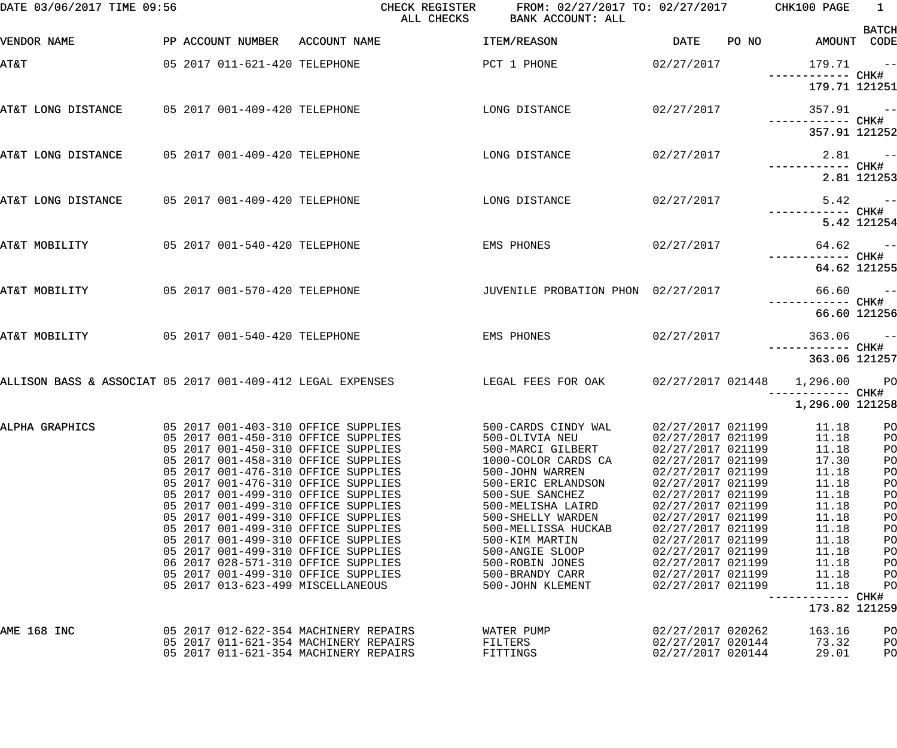DATE 03/06/2017 TIME 09:56 CHECK REGISTER FROM: 02/27/2017 TO: 02/27/2017 CHK100 PAGE 1
ALL CHECKS BANK ACCOUNT: ALL

| VENDOR NAME | PP ACCOUNT NUMBER | ACCOUNT NAME | ITEM/REASON | DATE | PO NO | AMOUNT | BATCH CODE |
|---|---|---|---|---|---|---|---|
| AT&T | 05 2017 011-621-420 | TELEPHONE | PCT 1 PHONE | 02/27/2017 | | 179.71 | -- |
| | | | | | | ------------ | CHK# |
| | | | | | | 179.71 | 121251 |
| AT&T LONG DISTANCE | 05 2017 001-409-420 | TELEPHONE | LONG DISTANCE | 02/27/2017 | | 357.91 | -- |
| | | | | | | ------------ | CHK# |
| | | | | | | 357.91 | 121252 |
| AT&T LONG DISTANCE | 05 2017 001-409-420 | TELEPHONE | LONG DISTANCE | 02/27/2017 | | 2.81 | -- |
| | | | | | | ------------ | CHK# |
| | | | | | | 2.81 | 121253 |
| AT&T LONG DISTANCE | 05 2017 001-409-420 | TELEPHONE | LONG DISTANCE | 02/27/2017 | | 5.42 | -- |
| | | | | | | ------------ | CHK# |
| | | | | | | 5.42 | 121254 |
| AT&T MOBILITY | 05 2017 001-540-420 | TELEPHONE | EMS PHONES | 02/27/2017 | | 64.62 | -- |
| | | | | | | ------------ | CHK# |
| | | | | | | 64.62 | 121255 |
| AT&T MOBILITY | 05 2017 001-570-420 | TELEPHONE | JUVENILE PROBATION PHON | 02/27/2017 | | 66.60 | -- |
| | | | | | | ------------ | CHK# |
| | | | | | | 66.60 | 121256 |
| AT&T MOBILITY | 05 2017 001-540-420 | TELEPHONE | EMS PHONES | 02/27/2017 | | 363.06 | -- |
| | | | | | | ------------ | CHK# |
| | | | | | | 363.06 | 121257 |
| ALLISON BASS & ASSOCIAT | 05 2017 001-409-412 | LEGAL EXPENSES | LEGAL FEES FOR OAK | 02/27/2017 | 021448 | 1,296.00 | PO |
| | | | | | | ------------ | CHK# |
| | | | | | | 1,296.00 | 121258 |
| ALPHA GRAPHICS | 05 2017 001-403-310 | OFFICE SUPPLIES | 500-CARDS CINDY WAL | 02/27/2017 | 021199 | 11.18 | PO |
| | 05 2017 001-450-310 | OFFICE SUPPLIES | 500-OLIVIA NEU | 02/27/2017 | 021199 | 11.18 | PO |
| | 05 2017 001-450-310 | OFFICE SUPPLIES | 500-MARCI GILBERT | 02/27/2017 | 021199 | 11.18 | PO |
| | 05 2017 001-458-310 | OFFICE SUPPLIES | 1000-COLOR CARDS CA | 02/27/2017 | 021199 | 17.30 | PO |
| | 05 2017 001-476-310 | OFFICE SUPPLIES | 500-JOHN WARREN | 02/27/2017 | 021199 | 11.18 | PO |
| | 05 2017 001-476-310 | OFFICE SUPPLIES | 500-ERIC ERLANDSON | 02/27/2017 | 021199 | 11.18 | PO |
| | 05 2017 001-499-310 | OFFICE SUPPLIES | 500-SUE SANCHEZ | 02/27/2017 | 021199 | 11.18 | PO |
| | 05 2017 001-499-310 | OFFICE SUPPLIES | 500-MELISHA LAIRD | 02/27/2017 | 021199 | 11.18 | PO |
| | 05 2017 001-499-310 | OFFICE SUPPLIES | 500-SHELLY WARDEN | 02/27/2017 | 021199 | 11.18 | PO |
| | 05 2017 001-499-310 | OFFICE SUPPLIES | 500-MELLISSA HUCKAB | 02/27/2017 | 021199 | 11.18 | PO |
| | 05 2017 001-499-310 | OFFICE SUPPLIES | 500-KIM MARTIN | 02/27/2017 | 021199 | 11.18 | PO |
| | 05 2017 001-499-310 | OFFICE SUPPLIES | 500-ANGIE SLOOP | 02/27/2017 | 021199 | 11.18 | PO |
| | 06 2017 028-571-310 | OFFICE SUPPLIES | 500-ROBIN JONES | 02/27/2017 | 021199 | 11.18 | PO |
| | 05 2017 001-499-310 | OFFICE SUPPLIES | 500-BRANDY CARR | 02/27/2017 | 021199 | 11.18 | PO |
| | 05 2017 013-623-499 | MISCELLANEOUS | 500-JOHN KLEMENT | 02/27/2017 | 021199 | 11.18 | PO |
| | | | | | | ------------ | CHK# |
| | | | | | | 173.82 | 121259 |
| AME 168 INC | 05 2017 012-622-354 | MACHINERY REPAIRS | WATER PUMP | 02/27/2017 | 020262 | 163.16 | PO |
| | 05 2017 011-621-354 | MACHINERY REPAIRS | FILTERS | 02/27/2017 | 020144 | 73.32 | PO |
| | 05 2017 011-621-354 | MACHINERY REPAIRS | FITTINGS | 02/27/2017 | 020144 | 29.01 | PO |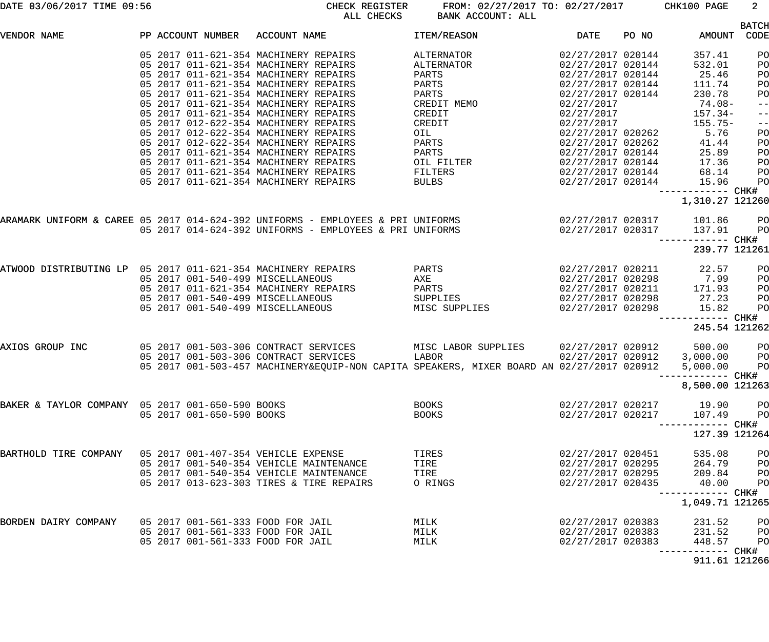DATE 03/06/2017 TIME 09:56 CHECK REGISTER FROM: 02/27/2017 TO: 02/27/2017 CHK100 PAGE 2
ALL CHECKS BANK ACCOUNT: ALL

| VENDOR NAME | PP | ACCOUNT NUMBER | ACCOUNT NAME | ITEM/REASON | DATE | PO NO | AMOUNT | BATCH CODE |
|---|---|---|---|---|---|---|---|---|
| | 05 | 2017 011-621-354 | MACHINERY REPAIRS | ALTERNATOR | 02/27/2017 | 020144 | 357.41 | PO |
| | 05 | 2017 011-621-354 | MACHINERY REPAIRS | ALTERNATOR | 02/27/2017 | 020144 | 532.01 | PO |
| | 05 | 2017 011-621-354 | MACHINERY REPAIRS | PARTS | 02/27/2017 | 020144 | 25.46 | PO |
| | 05 | 2017 011-621-354 | MACHINERY REPAIRS | PARTS | 02/27/2017 | 020144 | 111.74 | PO |
| | 05 | 2017 011-621-354 | MACHINERY REPAIRS | PARTS | 02/27/2017 | 020144 | 230.78 | PO |
| | 05 | 2017 011-621-354 | MACHINERY REPAIRS | CREDIT MEMO | 02/27/2017 | | 74.08- | -- |
| | 05 | 2017 011-621-354 | MACHINERY REPAIRS | CREDIT | 02/27/2017 | | 157.34- | -- |
| | 05 | 2017 012-622-354 | MACHINERY REPAIRS | CREDIT | 02/27/2017 | | 155.75- | -- |
| | 05 | 2017 012-622-354 | MACHINERY REPAIRS | OIL | 02/27/2017 | 020262 | 5.76 | PO |
| | 05 | 2017 012-622-354 | MACHINERY REPAIRS | PARTS | 02/27/2017 | 020262 | 41.44 | PO |
| | 05 | 2017 011-621-354 | MACHINERY REPAIRS | PARTS | 02/27/2017 | 020144 | 25.89 | PO |
| | 05 | 2017 011-621-354 | MACHINERY REPAIRS | OIL FILTER | 02/27/2017 | 020144 | 17.36 | PO |
| | 05 | 2017 011-621-354 | MACHINERY REPAIRS | FILTERS | 02/27/2017 | 020144 | 68.14 | PO |
| | 05 | 2017 011-621-354 | MACHINERY REPAIRS | BULBS | 02/27/2017 | 020144 | 15.96 | PO |
| | | | | | | | 1,310.27 | CHK# 121260 |
| ARAMARK UNIFORM & CAREE | 05 | 2017 014-624-392 | UNIFORMS - EMPLOYEES & PRI | UNIFORMS | 02/27/2017 | 020317 | 101.86 | PO |
| | 05 | 2017 014-624-392 | UNIFORMS - EMPLOYEES & PRI | UNIFORMS | 02/27/2017 | 020317 | 137.91 | PO |
| | | | | | | | 239.77 | CHK# 121261 |
| ATWOOD DISTRIBUTING LP | 05 | 2017 011-621-354 | MACHINERY REPAIRS | PARTS | 02/27/2017 | 020211 | 22.57 | PO |
| | 05 | 2017 001-540-499 | MISCELLANEOUS | AXE | 02/27/2017 | 020298 | 7.99 | PO |
| | 05 | 2017 011-621-354 | MACHINERY REPAIRS | PARTS | 02/27/2017 | 020211 | 171.93 | PO |
| | 05 | 2017 001-540-499 | MISCELLANEOUS | SUPPLIES | 02/27/2017 | 020298 | 27.23 | PO |
| | 05 | 2017 001-540-499 | MISCELLANEOUS | MISC SUPPLIES | 02/27/2017 | 020298 | 15.82 | PO |
| | | | | | | | 245.54 | CHK# 121262 |
| AXIOS GROUP INC | 05 | 2017 001-503-306 | CONTRACT SERVICES | MISC LABOR SUPPLIES | 02/27/2017 | 020912 | 500.00 | PO |
| | 05 | 2017 001-503-306 | CONTRACT SERVICES | LABOR | 02/27/2017 | 020912 | 3,000.00 | PO |
| | 05 | 2017 001-503-457 | MACHINERY&EQUIP-NON CAPITA | SPEAKERS, MIXER BOARD AN | 02/27/2017 | 020912 | 5,000.00 | PO |
| | | | | | | | 8,500.00 | CHK# 121263 |
| BAKER & TAYLOR COMPANY | 05 | 2017 001-650-590 | BOOKS | BOOKS | 02/27/2017 | 020217 | 19.90 | PO |
| | 05 | 2017 001-650-590 | BOOKS | BOOKS | 02/27/2017 | 020217 | 107.49 | PO |
| | | | | | | | 127.39 | CHK# 121264 |
| BARTHOLD TIRE COMPANY | 05 | 2017 001-407-354 | VEHICLE EXPENSE | TIRES | 02/27/2017 | 020451 | 535.08 | PO |
| | 05 | 2017 001-540-354 | VEHICLE MAINTENANCE | TIRE | 02/27/2017 | 020295 | 264.79 | PO |
| | 05 | 2017 001-540-354 | VEHICLE MAINTENANCE | TIRE | 02/27/2017 | 020295 | 209.84 | PO |
| | 05 | 2017 013-623-303 | TIRES & TIRE REPAIRS | O RINGS | 02/27/2017 | 020435 | 40.00 | PO |
| | | | | | | | 1,049.71 | CHK# 121265 |
| BORDEN DAIRY COMPANY | 05 | 2017 001-561-333 | FOOD FOR JAIL | MILK | 02/27/2017 | 020383 | 231.52 | PO |
| | 05 | 2017 001-561-333 | FOOD FOR JAIL | MILK | 02/27/2017 | 020383 | 231.52 | PO |
| | 05 | 2017 001-561-333 | FOOD FOR JAIL | MILK | 02/27/2017 | 020383 | 448.57 | PO |
| | | | | | | | 911.61 | CHK# 121266 |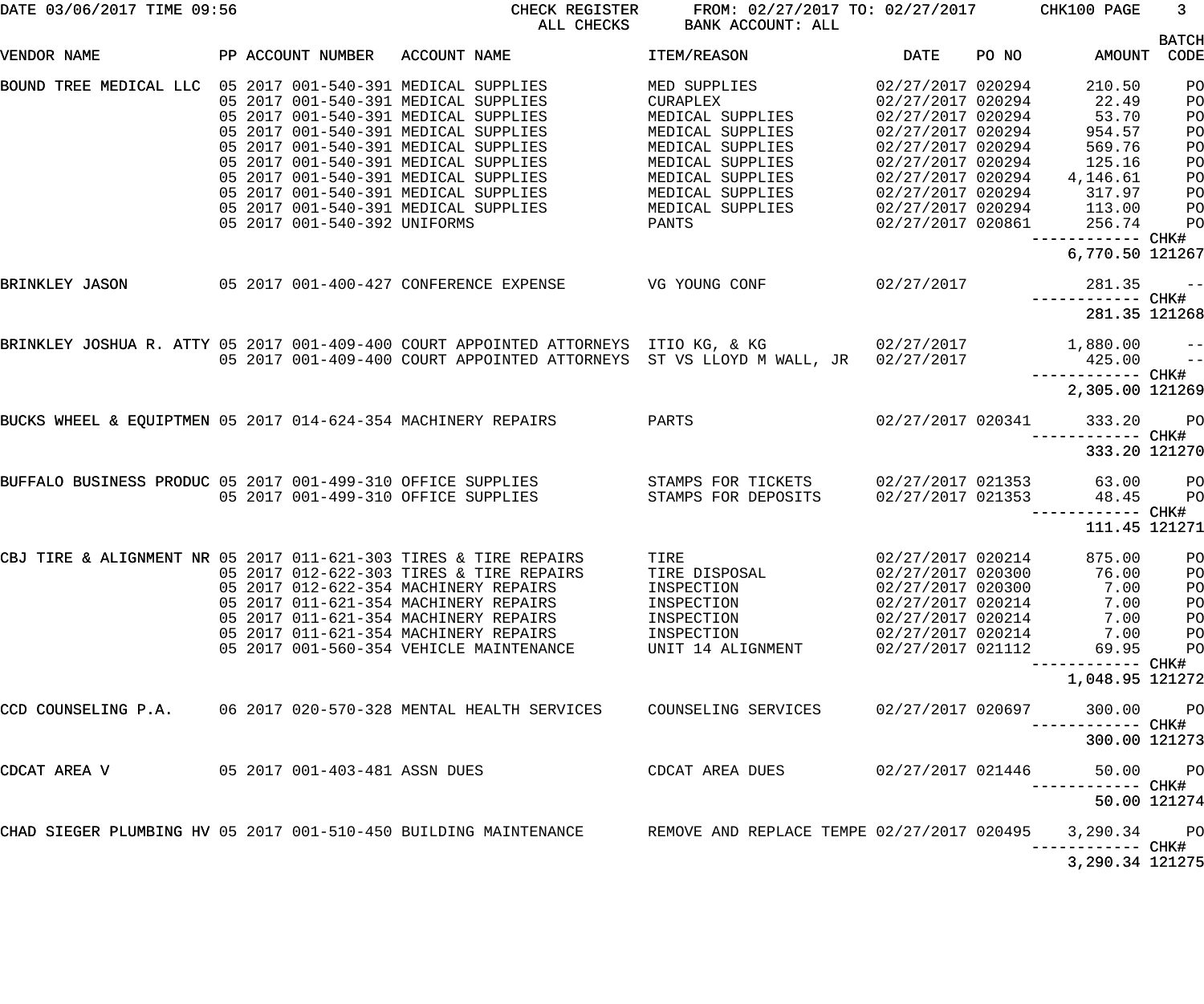DATE 03/06/2017 TIME 09:56 — CHECK REGISTER — ALL CHECKS — FROM: 02/27/2017 TO: 02/27/2017 — BANK ACCOUNT: ALL — CHK100

| VENDOR NAME | PP | ACCOUNT NUMBER | ACCOUNT NAME | ITEM/REASON | DATE | PO NO | AMOUNT | BATCH CODE |
|---|---|---|---|---|---|---|---|---|
| BOUND TREE MEDICAL LLC | 05 | 2017 001-540-391 | MEDICAL SUPPLIES | MED SUPPLIES | 02/27/2017 | 020294 | 210.50 | PO |
| | 05 | 2017 001-540-391 | MEDICAL SUPPLIES | CURAPLEX | 02/27/2017 | 020294 | 22.49 | PO |
| | 05 | 2017 001-540-391 | MEDICAL SUPPLIES | MEDICAL SUPPLIES | 02/27/2017 | 020294 | 53.70 | PO |
| | 05 | 2017 001-540-391 | MEDICAL SUPPLIES | MEDICAL SUPPLIES | 02/27/2017 | 020294 | 954.57 | PO |
| | 05 | 2017 001-540-391 | MEDICAL SUPPLIES | MEDICAL SUPPLIES | 02/27/2017 | 020294 | 569.76 | PO |
| | 05 | 2017 001-540-391 | MEDICAL SUPPLIES | MEDICAL SUPPLIES | 02/27/2017 | 020294 | 125.16 | PO |
| | 05 | 2017 001-540-391 | MEDICAL SUPPLIES | MEDICAL SUPPLIES | 02/27/2017 | 020294 | 4,146.61 | PO |
| | 05 | 2017 001-540-391 | MEDICAL SUPPLIES | MEDICAL SUPPLIES | 02/27/2017 | 020294 | 317.97 | PO |
| | 05 | 2017 001-540-391 | MEDICAL SUPPLIES | MEDICAL SUPPLIES | 02/27/2017 | 020294 | 113.00 | PO |
| | 05 | 2017 001-540-392 | UNIFORMS | PANTS | 02/27/2017 | 020861 | 256.74 | PO |
| | | | | | | | 6,770.50 | CHK# 121267 |
| BRINKLEY JASON | 05 | 2017 001-400-427 | CONFERENCE EXPENSE | VG YOUNG CONF | 02/27/2017 | | 281.35 | -- |
| | | | | | | | 281.35 | CHK# 121268 |
| BRINKLEY JOSHUA R. ATTY | 05 | 2017 001-409-400 | COURT APPOINTED ATTORNEYS | ITIO KG, & KG | 02/27/2017 | | 1,880.00 | -- |
| | 05 | 2017 001-409-400 | COURT APPOINTED ATTORNEYS | ST VS LLOYD M WALL, JR | 02/27/2017 | | 425.00 | -- |
| | | | | | | | 2,305.00 | CHK# 121269 |
| BUCKS WHEEL & EQUIPTMEN | 05 | 2017 014-624-354 | MACHINERY REPAIRS | PARTS | 02/27/2017 | 020341 | 333.20 | PO |
| | | | | | | | 333.20 | CHK# 121270 |
| BUFFALO BUSINESS PRODUC | 05 | 2017 001-499-310 | OFFICE SUPPLIES | STAMPS FOR TICKETS | 02/27/2017 | 021353 | 63.00 | PO |
| | 05 | 2017 001-499-310 | OFFICE SUPPLIES | STAMPS FOR DEPOSITS | 02/27/2017 | 021353 | 48.45 | PO |
| | | | | | | | 111.45 | CHK# 121271 |
| CBJ TIRE & ALIGNMENT NR | 05 | 2017 011-621-303 | TIRES & TIRE REPAIRS | TIRE | 02/27/2017 | 020214 | 875.00 | PO |
| | 05 | 2017 012-622-303 | TIRES & TIRE REPAIRS | TIRE DISPOSAL | 02/27/2017 | 020300 | 76.00 | PO |
| | 05 | 2017 012-622-354 | MACHINERY REPAIRS | INSPECTION | 02/27/2017 | 020300 | 7.00 | PO |
| | 05 | 2017 011-621-354 | MACHINERY REPAIRS | INSPECTION | 02/27/2017 | 020214 | 7.00 | PO |
| | 05 | 2017 011-621-354 | MACHINERY REPAIRS | INSPECTION | 02/27/2017 | 020214 | 7.00 | PO |
| | 05 | 2017 011-621-354 | MACHINERY REPAIRS | INSPECTION | 02/27/2017 | 020214 | 7.00 | PO |
| | 05 | 2017 001-560-354 | VEHICLE MAINTENANCE | UNIT 14 ALIGNMENT | 02/27/2017 | 021112 | 69.95 | PO |
| | | | | | | | 1,048.95 | CHK# 121272 |
| CCD COUNSELING P.A. | 06 | 2017 020-570-328 | MENTAL HEALTH SERVICES | COUNSELING SERVICES | 02/27/2017 | 020697 | 300.00 | PO |
| | | | | | | | 300.00 | CHK# 121273 |
| CDCAT AREA V | 05 | 2017 001-403-481 | ASSN DUES | CDCAT AREA DUES | 02/27/2017 | 021446 | 50.00 | PO |
| | | | | | | | 50.00 | CHK# 121274 |
| CHAD SIEGER PLUMBING HV | 05 | 2017 001-510-450 | BUILDING MAINTENANCE | REMOVE AND REPLACE TEMPE | 02/27/2017 | 020495 | 3,290.34 | PO |
| | | | | | | | 3,290.34 | CHK# 121275 |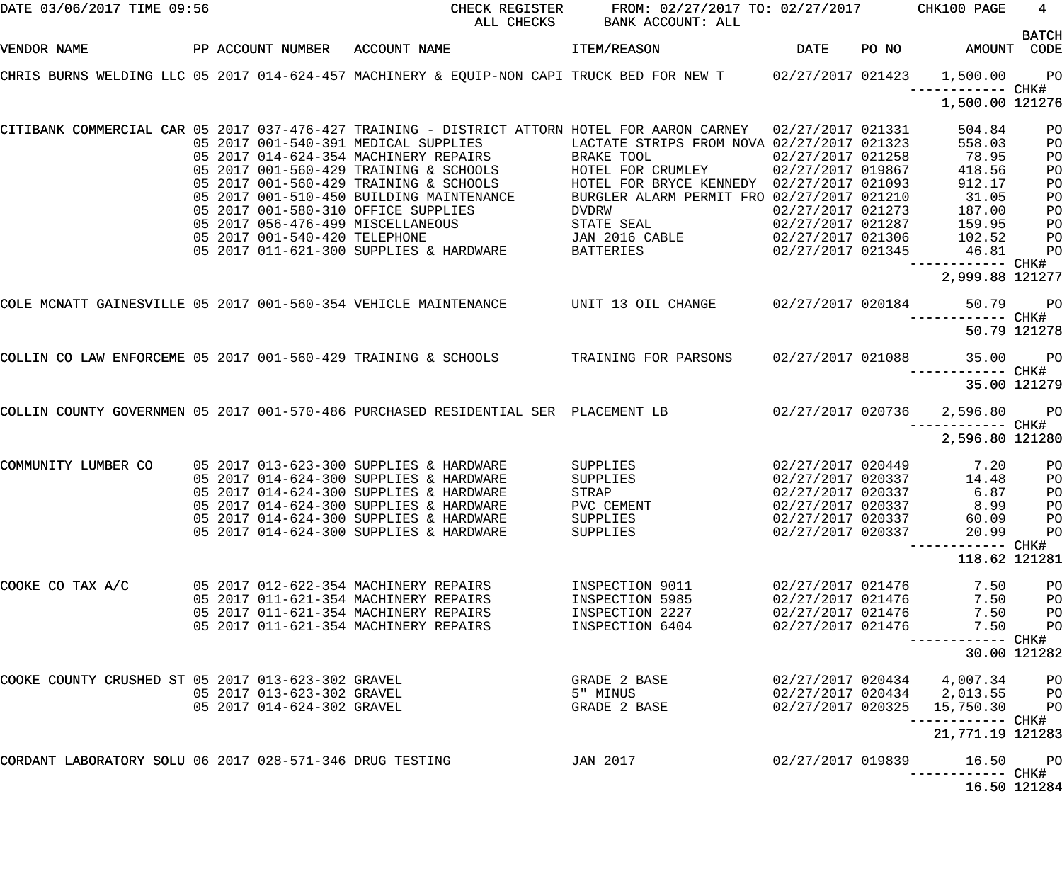DATE 03/06/2017 TIME 09:56 CHECK REGISTER FROM: 02/27/2017 TO: 02/27/2017 CHK100 PAGE 4

ALL CHECKS BANK ACCOUNT: ALL

| VENDOR NAME | PP | ACCOUNT NUMBER | ACCOUNT NAME | ITEM/REASON | DATE | PO NO | AMOUNT | BATCH CODE |
|---|---|---|---|---|---|---|---|---|
| CHRIS BURNS WELDING LLC | 05 | 2017 014-624-457 | MACHINERY & EQUIP-NON CAPI | TRUCK BED FOR NEW T | 02/27/2017 | 021423 | 1,500.00 | PO |
| | | | | | | | ------------ | CHK# |
| | | | | | | | 1,500.00 | 121276 |
| CITIBANK COMMERCIAL CAR | 05 | 2017 037-476-427 | TRAINING - DISTRICT ATTORN | HOTEL FOR AARON CARNEY | 02/27/2017 | 021331 | 504.84 | PO |
| | 05 | 2017 001-540-391 | MEDICAL SUPPLIES | LACTATE STRIPS FROM NOVA | 02/27/2017 | 021323 | 558.03 | PO |
| | 05 | 2017 014-624-354 | MACHINERY REPAIRS | BRAKE TOOL | 02/27/2017 | 021258 | 78.95 | PO |
| | 05 | 2017 001-560-429 | TRAINING & SCHOOLS | HOTEL FOR CRUMLEY | 02/27/2017 | 019867 | 418.56 | PO |
| | 05 | 2017 001-560-429 | TRAINING & SCHOOLS | HOTEL FOR BRYCE KENNEDY | 02/27/2017 | 021093 | 912.17 | PO |
| | 05 | 2017 001-510-450 | BUILDING MAINTENANCE | BURGLER ALARM PERMIT FRO | 02/27/2017 | 021210 | 31.05 | PO |
| | 05 | 2017 001-580-310 | OFFICE SUPPLIES | DVDRW | 02/27/2017 | 021273 | 187.00 | PO |
| | 05 | 2017 056-476-499 | MISCELLANEOUS | STATE SEAL | 02/27/2017 | 021287 | 159.95 | PO |
| | 05 | 2017 001-540-420 | TELEPHONE | JAN 2016 CABLE | 02/27/2017 | 021306 | 102.52 | PO |
| | 05 | 2017 011-621-300 | SUPPLIES & HARDWARE | BATTERIES | 02/27/2017 | 021345 | 46.81 | PO |
| | | | | | | | ------------ | CHK# |
| | | | | | | | 2,999.88 | 121277 |
| COLE MCNATT GAINESVILLE | 05 | 2017 001-560-354 | VEHICLE MAINTENANCE | UNIT 13 OIL CHANGE | 02/27/2017 | 020184 | 50.79 | PO |
| | | | | | | | ------------ | CHK# |
| | | | | | | | 50.79 | 121278 |
| COLLIN CO LAW ENFORCEME | 05 | 2017 001-560-429 | TRAINING & SCHOOLS | TRAINING FOR PARSONS | 02/27/2017 | 021088 | 35.00 | PO |
| | | | | | | | ------------ | CHK# |
| | | | | | | | 35.00 | 121279 |
| COLLIN COUNTY GOVERNMEN | 05 | 2017 001-570-486 | PURCHASED RESIDENTIAL SER | PLACEMENT LB | 02/27/2017 | 020736 | 2,596.80 | PO |
| | | | | | | | ------------ | CHK# |
| | | | | | | | 2,596.80 | 121280 |
| COMMUNITY LUMBER CO | 05 | 2017 013-623-300 | SUPPLIES & HARDWARE | SUPPLIES | 02/27/2017 | 020449 | 7.20 | PO |
| | 05 | 2017 014-624-300 | SUPPLIES & HARDWARE | SUPPLIES | 02/27/2017 | 020337 | 14.48 | PO |
| | 05 | 2017 014-624-300 | SUPPLIES & HARDWARE | STRAP | 02/27/2017 | 020337 | 6.87 | PO |
| | 05 | 2017 014-624-300 | SUPPLIES & HARDWARE | PVC CEMENT | 02/27/2017 | 020337 | 8.99 | PO |
| | 05 | 2017 014-624-300 | SUPPLIES & HARDWARE | SUPPLIES | 02/27/2017 | 020337 | 60.09 | PO |
| | 05 | 2017 014-624-300 | SUPPLIES & HARDWARE | SUPPLIES | 02/27/2017 | 020337 | 20.99 | PO |
| | | | | | | | ------------ | CHK# |
| | | | | | | | 118.62 | 121281 |
| COOKE CO TAX A/C | 05 | 2017 012-622-354 | MACHINERY REPAIRS | INSPECTION 9011 | 02/27/2017 | 021476 | 7.50 | PO |
| | 05 | 2017 011-621-354 | MACHINERY REPAIRS | INSPECTION 5985 | 02/27/2017 | 021476 | 7.50 | PO |
| | 05 | 2017 011-621-354 | MACHINERY REPAIRS | INSPECTION 2227 | 02/27/2017 | 021476 | 7.50 | PO |
| | 05 | 2017 011-621-354 | MACHINERY REPAIRS | INSPECTION 6404 | 02/27/2017 | 021476 | 7.50 | PO |
| | | | | | | | ------------ | CHK# |
| | | | | | | | 30.00 | 121282 |
| COOKE COUNTY CRUSHED ST | 05 | 2017 013-623-302 | GRAVEL | GRADE 2 BASE | 02/27/2017 | 020434 | 4,007.34 | PO |
| | 05 | 2017 013-623-302 | GRAVEL | 5" MINUS | 02/27/2017 | 020434 | 2,013.55 | PO |
| | 05 | 2017 014-624-302 | GRAVEL | GRADE 2 BASE | 02/27/2017 | 020325 | 15,750.30 | PO |
| | | | | | | | ------------ | CHK# |
| | | | | | | | 21,771.19 | 121283 |
| CORDANT LABORATORY SOLU | 06 | 2017 028-571-346 | DRUG TESTING | JAN 2017 | 02/27/2017 | 019839 | 16.50 | PO |
| | | | | | | | ------------ | CHK# |
| | | | | | | | 16.50 | 121284 |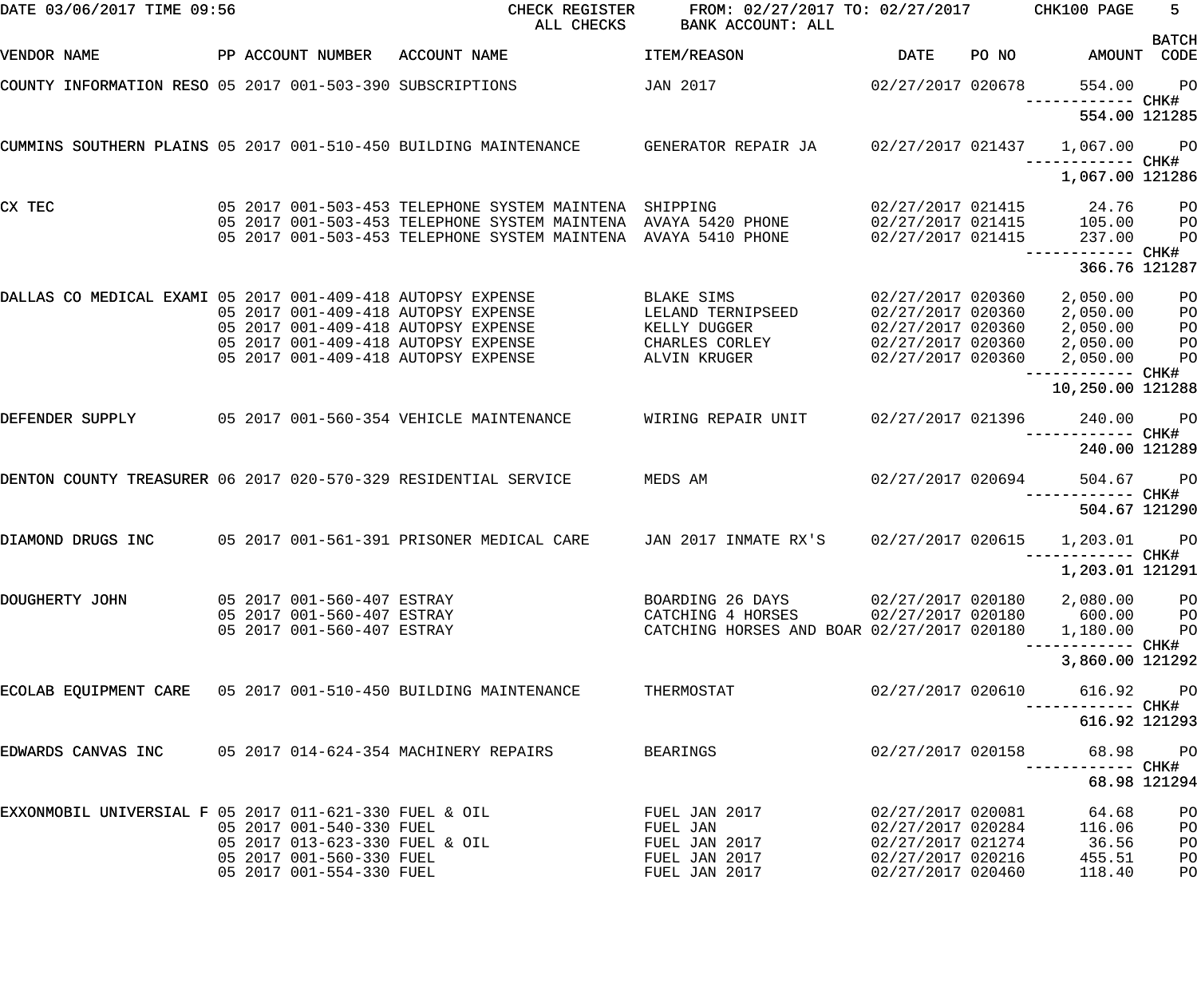DATE 03/06/2017 TIME 09:56 CHECK REGISTER FROM: 02/27/2017 TO: 02/27/2017 CHK100 PAGE 5

ALL CHECKS BANK ACCOUNT: ALL

| VENDOR NAME | PP | ACCOUNT NUMBER | ACCOUNT NAME | ITEM/REASON | DATE | PO NO | AMOUNT | BATCH CODE |
|---|---|---|---|---|---|---|---|---|
| COUNTY INFORMATION RESO | 05 2017 | 001-503-390 | SUBSCRIPTIONS | JAN 2017 | 02/27/2017 | 020678 | 554.00 | PO |
| | | | | | | | 554.00 | CHK# 121285 |
| CUMMINS SOUTHERN PLAINS | 05 2017 | 001-510-450 | BUILDING MAINTENANCE | GENERATOR REPAIR JA | 02/27/2017 | 021437 | 1,067.00 | PO |
| | | | | | | | 1,067.00 | CHK# 121286 |
| CX TEC | 05 2017 | 001-503-453 | TELEPHONE SYSTEM MAINTENA | SHIPPING | 02/27/2017 | 021415 | 24.76 | PO |
| | 05 2017 | 001-503-453 | TELEPHONE SYSTEM MAINTENA | AVAYA 5420 PHONE | 02/27/2017 | 021415 | 105.00 | PO |
| | 05 2017 | 001-503-453 | TELEPHONE SYSTEM MAINTENA | AVAYA 5410 PHONE | 02/27/2017 | 021415 | 237.00 | PO |
| | | | | | | | 366.76 | CHK# 121287 |
| DALLAS CO MEDICAL EXAMI | 05 2017 | 001-409-418 | AUTOPSY EXPENSE | BLAKE SIMS | 02/27/2017 | 020360 | 2,050.00 | PO |
| | 05 2017 | 001-409-418 | AUTOPSY EXPENSE | LELAND TERNIPSEED | 02/27/2017 | 020360 | 2,050.00 | PO |
| | 05 2017 | 001-409-418 | AUTOPSY EXPENSE | KELLY DUGGER | 02/27/2017 | 020360 | 2,050.00 | PO |
| | 05 2017 | 001-409-418 | AUTOPSY EXPENSE | CHARLES CORLEY | 02/27/2017 | 020360 | 2,050.00 | PO |
| | 05 2017 | 001-409-418 | AUTOPSY EXPENSE | ALVIN KRUGER | 02/27/2017 | 020360 | 2,050.00 | PO |
| | | | | | | | 10,250.00 | CHK# 121288 |
| DEFENDER SUPPLY | 05 2017 | 001-560-354 | VEHICLE MAINTENANCE | WIRING REPAIR UNIT | 02/27/2017 | 021396 | 240.00 | PO |
| | | | | | | | 240.00 | CHK# 121289 |
| DENTON COUNTY TREASURER | 06 2017 | 020-570-329 | RESIDENTIAL SERVICE | MEDS AM | 02/27/2017 | 020694 | 504.67 | PO |
| | | | | | | | 504.67 | CHK# 121290 |
| DIAMOND DRUGS INC | 05 2017 | 001-561-391 | PRISONER MEDICAL CARE | JAN 2017 INMATE RX'S | 02/27/2017 | 020615 | 1,203.01 | PO |
| | | | | | | | 1,203.01 | CHK# 121291 |
| DOUGHERTY JOHN | 05 2017 | 001-560-407 | ESTRAY | BOARDING 26 DAYS | 02/27/2017 | 020180 | 2,080.00 | PO |
| | 05 2017 | 001-560-407 | ESTRAY | CATCHING 4 HORSES | 02/27/2017 | 020180 | 600.00 | PO |
| | 05 2017 | 001-560-407 | ESTRAY | CATCHING HORSES AND BOAR | 02/27/2017 | 020180 | 1,180.00 | PO |
| | | | | | | | 3,860.00 | CHK# 121292 |
| ECOLAB EQUIPMENT CARE | 05 2017 | 001-510-450 | BUILDING MAINTENANCE | THERMOSTAT | 02/27/2017 | 020610 | 616.92 | PO |
| | | | | | | | 616.92 | CHK# 121293 |
| EDWARDS CANVAS INC | 05 2017 | 014-624-354 | MACHINERY REPAIRS | BEARINGS | 02/27/2017 | 020158 | 68.98 | PO |
| | | | | | | | 68.98 | CHK# 121294 |
| EXXONMOBIL UNIVERSAL F | 05 2017 | 011-621-330 | FUEL & OIL | FUEL JAN 2017 | 02/27/2017 | 020081 | 64.68 | PO |
| | 05 2017 | 001-540-330 | FUEL | FUEL JAN | 02/27/2017 | 020284 | 116.06 | PO |
| | 05 2017 | 013-623-330 | FUEL & OIL | FUEL JAN 2017 | 02/27/2017 | 021274 | 36.56 | PO |
| | 05 2017 | 001-560-330 | FUEL | FUEL JAN 2017 | 02/27/2017 | 020216 | 455.51 | PO |
| | 05 2017 | 001-554-330 | FUEL | FUEL JAN 2017 | 02/27/2017 | 020460 | 118.40 | PO |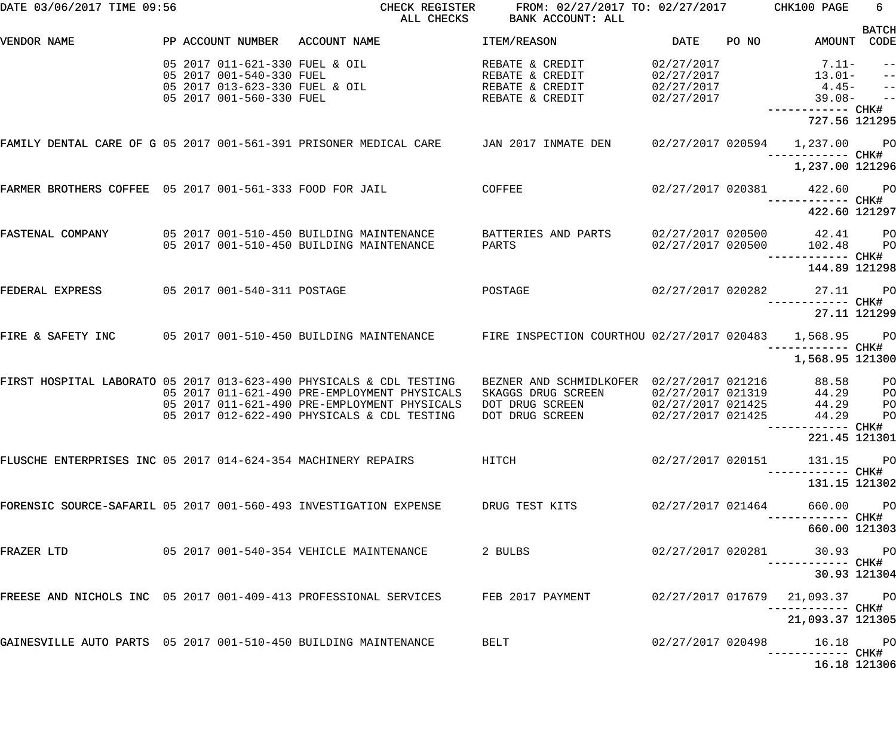DATE 03/06/2017 TIME 09:56 — CHECK REGISTER — ALL CHECKS — FROM: 02/27/2017 TO: 02/27/2017 — BANK ACCOUNT: ALL — CHK100

| VENDOR NAME | PP | ACCOUNT NUMBER | ACCOUNT NAME | ITEM/REASON | DATE | PO NO | AMOUNT | BATCH CODE |
|---|---|---|---|---|---|---|---|---|
| | 05 2017 | 011-621-330 | FUEL & OIL | REBATE & CREDIT | 02/27/2017 | | 7.11- | -- |
| | 05 2017 | 001-540-330 | FUEL | REBATE & CREDIT | 02/27/2017 | | 13.01- | -- |
| | 05 2017 | 013-623-330 | FUEL & OIL | REBATE & CREDIT | 02/27/2017 | | 4.45- | -- |
| | 05 2017 | 001-560-330 | FUEL | REBATE & CREDIT | 02/27/2017 | | 39.08- | -- |
| | | | | | | | 727.56 | CHK# 121295 |
| FAMILY DENTAL CARE OF G | 05 2017 | 001-561-391 | PRISONER MEDICAL CARE | JAN 2017 INMATE DEN | 02/27/2017 | 020594 | 1,237.00 | PO |
| | | | | | | | 1,237.00 | CHK# 121296 |
| FARMER BROTHERS COFFEE | 05 2017 | 001-561-333 | FOOD FOR JAIL | COFFEE | 02/27/2017 | 020381 | 422.60 | PO |
| | | | | | | | 422.60 | CHK# 121297 |
| FASTENAL COMPANY | 05 2017 | 001-510-450 | BUILDING MAINTENANCE | BATTERIES AND PARTS | 02/27/2017 | 020500 | 42.41 | PO |
| | 05 2017 | 001-510-450 | BUILDING MAINTENANCE | PARTS | 02/27/2017 | 020500 | 102.48 | PO |
| | | | | | | | 144.89 | CHK# 121298 |
| FEDERAL EXPRESS | 05 2017 | 001-540-311 | POSTAGE | POSTAGE | 02/27/2017 | 020282 | 27.11 | PO |
| | | | | | | | 27.11 | CHK# 121299 |
| FIRE & SAFETY INC | 05 2017 | 001-510-450 | BUILDING MAINTENANCE | FIRE INSPECTION COURTHOU | 02/27/2017 | 020483 | 1,568.95 | PO |
| | | | | | | | 1,568.95 | CHK# 121300 |
| FIRST HOSPITAL LABORATO | 05 2017 | 013-623-490 | PHYSICALS & CDL TESTING | BEZNER AND SCHMIDLKOFER | 02/27/2017 | 021216 | 88.58 | PO |
| | 05 2017 | 011-621-490 | PRE-EMPLOYMENT PHYSICALS | SKAGGS DRUG SCREEN | 02/27/2017 | 021319 | 44.29 | PO |
| | 05 2017 | 011-621-490 | PRE-EMPLOYMENT PHYSICALS | DOT DRUG SCREEN | 02/27/2017 | 021425 | 44.29 | PO |
| | 05 2017 | 012-622-490 | PHYSICALS & CDL TESTING | DOT DRUG SCREEN | 02/27/2017 | 021425 | 44.29 | PO |
| | | | | | | | 221.45 | CHK# 121301 |
| FLUSCHE ENTERPRISES INC | 05 2017 | 014-624-354 | MACHINERY REPAIRS | HITCH | 02/27/2017 | 020151 | 131.15 | PO |
| | | | | | | | 131.15 | CHK# 121302 |
| FORENSIC SOURCE-SAFARIL | 05 2017 | 001-560-493 | INVESTIGATION EXPENSE | DRUG TEST KITS | 02/27/2017 | 021464 | 660.00 | PO |
| | | | | | | | 660.00 | CHK# 121303 |
| FRAZER LTD | 05 2017 | 001-540-354 | VEHICLE MAINTENANCE | 2 BULBS | 02/27/2017 | 020281 | 30.93 | PO |
| | | | | | | | 30.93 | CHK# 121304 |
| FREESE AND NICHOLS INC | 05 2017 | 001-409-413 | PROFESSIONAL SERVICES | FEB 2017 PAYMENT | 02/27/2017 | 017679 | 21,093.37 | PO |
| | | | | | | | 21,093.37 | CHK# 121305 |
| GAINESVILLE AUTO PARTS | 05 2017 | 001-510-450 | BUILDING MAINTENANCE | BELT | 02/27/2017 | 020498 | 16.18 | PO |
| | | | | | | | 16.18 | CHK# 121306 |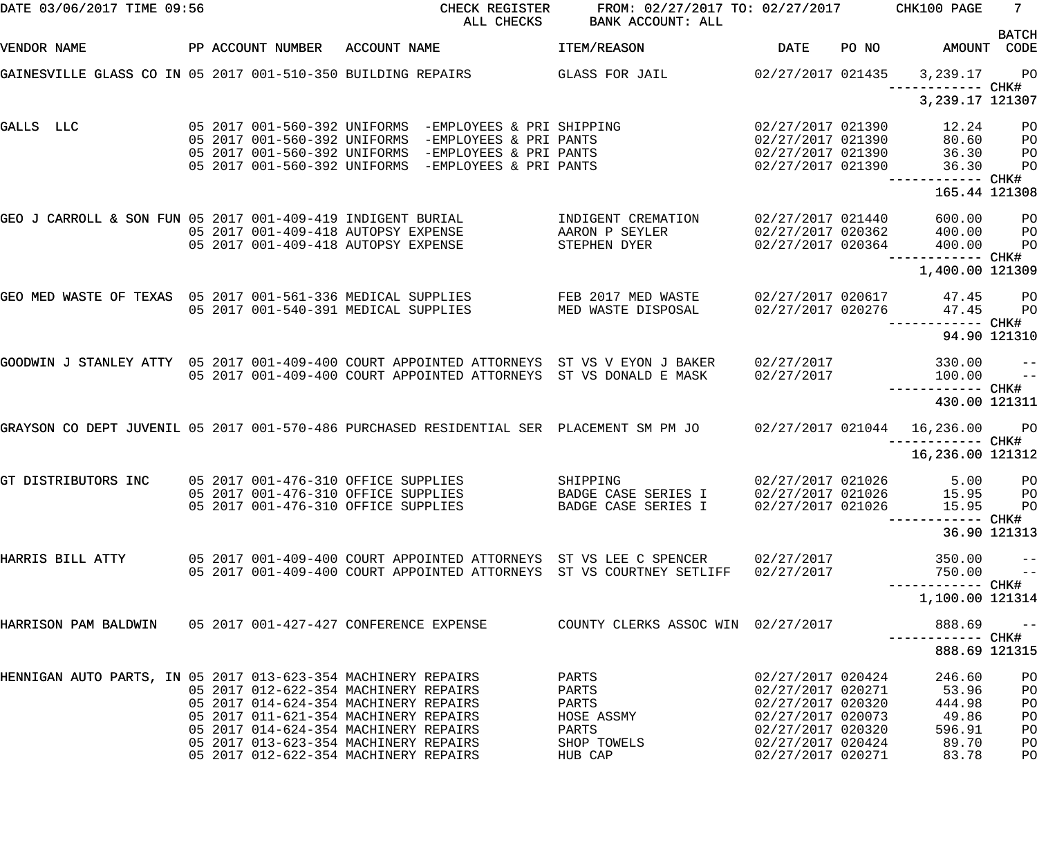DATE 03/06/2017 TIME 09:56 CHECK REGISTER FROM: 02/27/2017 TO: 02/27/2017 CHK100 PAGE 7

ALL CHECKS BANK ACCOUNT: ALL

| VENDOR NAME | PP ACCOUNT NUMBER | ACCOUNT NAME | ITEM/REASON | DATE | PO NO | AMOUNT | BATCH CODE |
|---|---|---|---|---|---|---|---|
| GAINESVILLE GLASS CO IN | 05 2017 001-510-350 | BUILDING REPAIRS | GLASS FOR JAIL | 02/27/2017 | 021435 | 3,239.17 | PO |
| | | | | | | ------------ | CHK# |
| | | | | | | 3,239.17 | 121307 |
| GALLS LLC | 05 2017 001-560-392 | UNIFORMS -EMPLOYEES & PRI | SHIPPING | 02/27/2017 | 021390 | 12.24 | PO |
| | 05 2017 001-560-392 | UNIFORMS -EMPLOYEES & PRI | PANTS | 02/27/2017 | 021390 | 80.60 | PO |
| | 05 2017 001-560-392 | UNIFORMS -EMPLOYEES & PRI | PANTS | 02/27/2017 | 021390 | 36.30 | PO |
| | 05 2017 001-560-392 | UNIFORMS -EMPLOYEES & PRI | PANTS | 02/27/2017 | 021390 | 36.30 | PO |
| | | | | | | ------------ | CHK# |
| | | | | | | 165.44 | 121308 |
| GEO J CARROLL & SON FUN | 05 2017 001-409-419 | INDIGENT BURIAL | INDIGENT CREMATION | 02/27/2017 | 021440 | 600.00 | PO |
| | 05 2017 001-409-418 | AUTOPSY EXPENSE | AARON P SEYLER | 02/27/2017 | 020362 | 400.00 | PO |
| | 05 2017 001-409-418 | AUTOPSY EXPENSE | STEPHEN DYER | 02/27/2017 | 020364 | 400.00 | PO |
| | | | | | | ------------ | CHK# |
| | | | | | | 1,400.00 | 121309 |
| GEO MED WASTE OF TEXAS | 05 2017 001-561-336 | MEDICAL SUPPLIES | FEB 2017 MED WASTE | 02/27/2017 | 020617 | 47.45 | PO |
| | 05 2017 001-540-391 | MEDICAL SUPPLIES | MED WASTE DISPOSAL | 02/27/2017 | 020276 | 47.45 | PO |
| | | | | | | ------------ | CHK# |
| | | | | | | 94.90 | 121310 |
| GOODWIN J STANLEY ATTY | 05 2017 001-409-400 | COURT APPOINTED ATTORNEYS | ST VS V EYON J BAKER | 02/27/2017 | | 330.00 | -- |
| | 05 2017 001-409-400 | COURT APPOINTED ATTORNEYS | ST VS DONALD E MASK | 02/27/2017 | | 100.00 | -- |
| | | | | | | ------------ | CHK# |
| | | | | | | 430.00 | 121311 |
| GRAYSON CO DEPT JUVENIL | 05 2017 001-570-486 | PURCHASED RESIDENTIAL SER | PLACEMENT SM PM JO | 02/27/2017 | 021044 | 16,236.00 | PO |
| | | | | | | ------------ | CHK# |
| | | | | | | 16,236.00 | 121312 |
| GT DISTRIBUTORS INC | 05 2017 001-476-310 | OFFICE SUPPLIES | SHIPPING | 02/27/2017 | 021026 | 5.00 | PO |
| | 05 2017 001-476-310 | OFFICE SUPPLIES | BADGE CASE SERIES I | 02/27/2017 | 021026 | 15.95 | PO |
| | 05 2017 001-476-310 | OFFICE SUPPLIES | BADGE CASE SERIES I | 02/27/2017 | 021026 | 15.95 | PO |
| | | | | | | ------------ | CHK# |
| | | | | | | 36.90 | 121313 |
| HARRIS BILL ATTY | 05 2017 001-409-400 | COURT APPOINTED ATTORNEYS | ST VS LEE C SPENCER | 02/27/2017 | | 350.00 | -- |
| | 05 2017 001-409-400 | COURT APPOINTED ATTORNEYS | ST VS COURTNEY SETLIFF | 02/27/2017 | | 750.00 | -- |
| | | | | | | ------------ | CHK# |
| | | | | | | 1,100.00 | 121314 |
| HARRISON PAM BALDWIN | 05 2017 001-427-427 | CONFERENCE EXPENSE | COUNTY CLERKS ASSOC WIN | 02/27/2017 | | 888.69 | -- |
| | | | | | | ------------ | CHK# |
| | | | | | | 888.69 | 121315 |
| HENNIGAN AUTO PARTS, IN | 05 2017 013-623-354 | MACHINERY REPAIRS | PARTS | 02/27/2017 | 020424 | 246.60 | PO |
| | 05 2017 012-622-354 | MACHINERY REPAIRS | PARTS | 02/27/2017 | 020271 | 53.96 | PO |
| | 05 2017 014-624-354 | MACHINERY REPAIRS | PARTS | 02/27/2017 | 020320 | 444.98 | PO |
| | 05 2017 011-621-354 | MACHINERY REPAIRS | HOSE ASSMY | 02/27/2017 | 020073 | 49.86 | PO |
| | 05 2017 014-624-354 | MACHINERY REPAIRS | PARTS | 02/27/2017 | 020320 | 596.91 | PO |
| | 05 2017 013-623-354 | MACHINERY REPAIRS | SHOP TOWELS | 02/27/2017 | 020424 | 89.70 | PO |
| | 05 2017 012-622-354 | MACHINERY REPAIRS | HUB CAP | 02/27/2017 | 020271 | 83.78 | PO |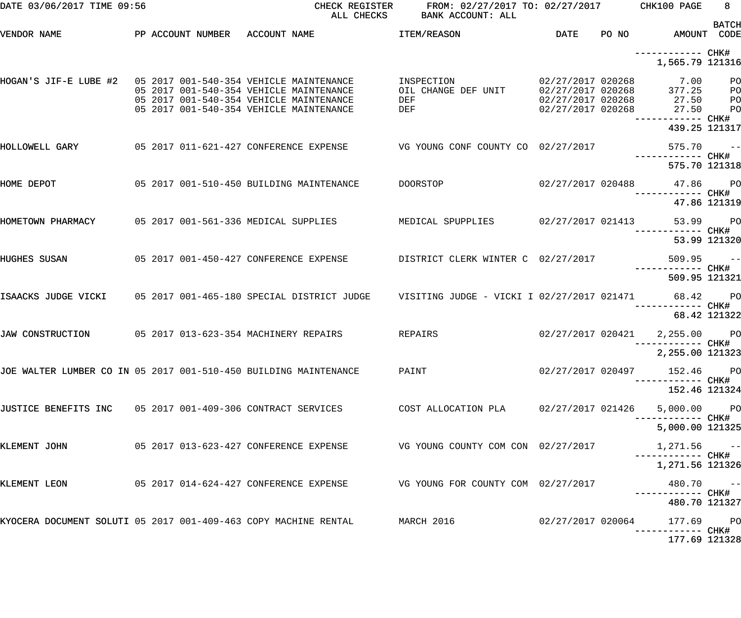DATE 03/06/2017 TIME 09:56 CHECK REGISTER FROM: 02/27/2017 TO: 02/27/2017 CHK100 PAGE 8

ALL CHECKS BANK ACCOUNT: ALL

| VENDOR NAME | PP | ACCOUNT NUMBER | ACCOUNT NAME | ITEM/REASON | DATE | PO NO | AMOUNT | BATCH CODE |
|---|---|---|---|---|---|---|---|---|
| | | | | | | | ------------ CHK# | |
| | | | | | | | 1,565.79 | 121316 |
| HOGAN'S JIF-E LUBE #2 | 05 2017 | 001-540-354 | VEHICLE MAINTENANCE | INSPECTION | 02/27/2017 | 020268 | 7.00 | PO |
| | 05 2017 | 001-540-354 | VEHICLE MAINTENANCE | OIL CHANGE DEF UNIT | 02/27/2017 | 020268 | 377.25 | PO |
| | 05 2017 | 001-540-354 | VEHICLE MAINTENANCE | DEF | 02/27/2017 | 020268 | 27.50 | PO |
| | 05 2017 | 001-540-354 | VEHICLE MAINTENANCE | DEF | 02/27/2017 | 020268 | 27.50 | PO |
| | | | | | | | ------------ CHK# | |
| | | | | | | | 439.25 | 121317 |
| HOLLOWELL GARY | 05 2017 | 011-621-427 | CONFERENCE EXPENSE | VG YOUNG CONF COUNTY CO | 02/27/2017 | | 575.70 | -- |
| | | | | | | | ------------ CHK# | |
| | | | | | | | 575.70 | 121318 |
| HOME DEPOT | 05 2017 | 001-510-450 | BUILDING MAINTENANCE | DOORSTOP | 02/27/2017 | 020488 | 47.86 | PO |
| | | | | | | | ------------ CHK# | |
| | | | | | | | 47.86 | 121319 |
| HOMETOWN PHARMACY | 05 2017 | 001-561-336 | MEDICAL SUPPLIES | MEDICAL SPUPPLIES | 02/27/2017 | 021413 | 53.99 | PO |
| | | | | | | | ------------ CHK# | |
| | | | | | | | 53.99 | 121320 |
| HUGHES SUSAN | 05 2017 | 001-450-427 | CONFERENCE EXPENSE | DISTRICT CLERK WINTER C | 02/27/2017 | | 509.95 | -- |
| | | | | | | | ------------ CHK# | |
| | | | | | | | 509.95 | 121321 |
| ISAACKS JUDGE VICKI | 05 2017 | 001-465-180 | SPECIAL DISTRICT JUDGE | VISITING JUDGE - VICKI I | 02/27/2017 | 021471 | 68.42 | PO |
| | | | | | | | ------------ CHK# | |
| | | | | | | | 68.42 | 121322 |
| JAW CONSTRUCTION | 05 2017 | 013-623-354 | MACHINERY REPAIRS | REPAIRS | 02/27/2017 | 020421 | 2,255.00 | PO |
| | | | | | | | ------------ CHK# | |
| | | | | | | | 2,255.00 | 121323 |
| JOE WALTER LUMBER CO IN | 05 2017 | 001-510-450 | BUILDING MAINTENANCE | PAINT | 02/27/2017 | 020497 | 152.46 | PO |
| | | | | | | | ------------ CHK# | |
| | | | | | | | 152.46 | 121324 |
| JUSTICE BENEFITS INC | 05 2017 | 001-409-306 | CONTRACT SERVICES | COST ALLOCATION PLA | 02/27/2017 | 021426 | 5,000.00 | PO |
| | | | | | | | ------------ CHK# | |
| | | | | | | | 5,000.00 | 121325 |
| KLEMENT JOHN | 05 2017 | 013-623-427 | CONFERENCE EXPENSE | VG YOUNG COUNTY COM CON | 02/27/2017 | | 1,271.56 | -- |
| | | | | | | | ------------ CHK# | |
| | | | | | | | 1,271.56 | 121326 |
| KLEMENT LEON | 05 2017 | 014-624-427 | CONFERENCE EXPENSE | VG YOUNG FOR COUNTY COM | 02/27/2017 | | 480.70 | -- |
| | | | | | | | ------------ CHK# | |
| | | | | | | | 480.70 | 121327 |
| KYOCERA DOCUMENT SOLUTI | 05 2017 | 001-409-463 | COPY MACHINE RENTAL | MARCH 2016 | 02/27/2017 | 020064 | 177.69 | PO |
| | | | | | | | ------------ CHK# | |
| | | | | | | | 177.69 | 121328 |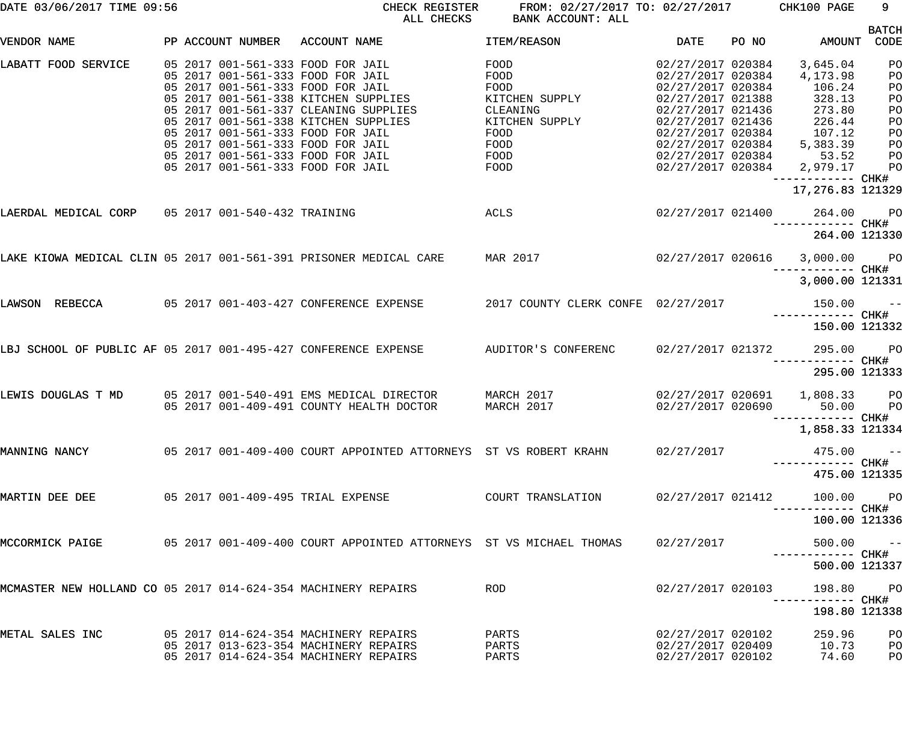DATE 03/06/2017 TIME 09:56 CHECK REGISTER ALL CHECKS FROM: 02/27/2017 TO: 02/27/2017 BANK ACCOUNT: ALL CHK100

| VENDOR NAME | PP | ACCOUNT NUMBER | ACCOUNT NAME | ITEM/REASON | DATE | PO NO | AMOUNT | BATCH CODE |
|---|---|---|---|---|---|---|---|---|
| LABATT FOOD SERVICE | 05 2017 | 001-561-333 | FOOD FOR JAIL | FOOD | 02/27/2017 | 020384 | 3,645.04 | PO |
| | 05 2017 | 001-561-333 | FOOD FOR JAIL | FOOD | 02/27/2017 | 020384 | 4,173.98 | PO |
| | 05 2017 | 001-561-333 | FOOD FOR JAIL | FOOD | 02/27/2017 | 020384 | 106.24 | PO |
| | 05 2017 | 001-561-338 | KITCHEN SUPPLIES | KITCHEN SUPPLY | 02/27/2017 | 021388 | 328.13 | PO |
| | 05 2017 | 001-561-337 | CLEANING SUPPLIES | CLEANING | 02/27/2017 | 021436 | 273.80 | PO |
| | 05 2017 | 001-561-338 | KITCHEN SUPPLIES | KITCHEN SUPPLY | 02/27/2017 | 021436 | 226.44 | PO |
| | 05 2017 | 001-561-333 | FOOD FOR JAIL | FOOD | 02/27/2017 | 020384 | 107.12 | PO |
| | 05 2017 | 001-561-333 | FOOD FOR JAIL | FOOD | 02/27/2017 | 020384 | 5,383.39 | PO |
| | 05 2017 | 001-561-333 | FOOD FOR JAIL | FOOD | 02/27/2017 | 020384 | 53.52 | PO |
| | 05 2017 | 001-561-333 | FOOD FOR JAIL | FOOD | 02/27/2017 | 020384 | 2,979.17 | PO |
| | | | | | | | 17,276.83 | CHK# 121329 |
| LAERDAL MEDICAL CORP | 05 2017 | 001-540-432 | TRAINING | ACLS | 02/27/2017 | 021400 | 264.00 | PO |
| | | | | | | | 264.00 | CHK# 121330 |
| LAKE KIOWA MEDICAL CLIN | 05 2017 | 001-561-391 | PRISONER MEDICAL CARE | MAR 2017 | 02/27/2017 | 020616 | 3,000.00 | PO |
| | | | | | | | 3,000.00 | CHK# 121331 |
| LAWSON REBECCA | 05 2017 | 001-403-427 | CONFERENCE EXPENSE | 2017 COUNTY CLERK CONFE | 02/27/2017 | | 150.00 | -- |
| | | | | | | | 150.00 | CHK# 121332 |
| LBJ SCHOOL OF PUBLIC AF | 05 2017 | 001-495-427 | CONFERENCE EXPENSE | AUDITOR'S CONFERENC | 02/27/2017 | 021372 | 295.00 | PO |
| | | | | | | | 295.00 | CHK# 121333 |
| LEWIS DOUGLAS T MD | 05 2017 | 001-540-491 | EMS MEDICAL DIRECTOR | MARCH 2017 | 02/27/2017 | 020691 | 1,808.33 | PO |
| | 05 2017 | 001-409-491 | COUNTY HEALTH DOCTOR | MARCH 2017 | 02/27/2017 | 020690 | 50.00 | PO |
| | | | | | | | 1,858.33 | CHK# 121334 |
| MANNING NANCY | 05 2017 | 001-409-400 | COURT APPOINTED ATTORNEYS | ST VS ROBERT KRAHN | 02/27/2017 | | 475.00 | -- |
| | | | | | | | 475.00 | CHK# 121335 |
| MARTIN DEE DEE | 05 2017 | 001-409-495 | TRIAL EXPENSE | COURT TRANSLATION | 02/27/2017 | 021412 | 100.00 | PO |
| | | | | | | | 100.00 | CHK# 121336 |
| MCCORMICK PAIGE | 05 2017 | 001-409-400 | COURT APPOINTED ATTORNEYS | ST VS MICHAEL THOMAS | 02/27/2017 | | 500.00 | -- |
| | | | | | | | 500.00 | CHK# 121337 |
| MCMASTER NEW HOLLAND CO | 05 2017 | 014-624-354 | MACHINERY REPAIRS | ROD | 02/27/2017 | 020103 | 198.80 | PO |
| | | | | | | | 198.80 | CHK# 121338 |
| METAL SALES INC | 05 2017 | 014-624-354 | MACHINERY REPAIRS | PARTS | 02/27/2017 | 020102 | 259.96 | PO |
| | 05 2017 | 013-623-354 | MACHINERY REPAIRS | PARTS | 02/27/2017 | 020409 | 10.73 | PO |
| | 05 2017 | 014-624-354 | MACHINERY REPAIRS | PARTS | 02/27/2017 | 020102 | 74.60 | PO |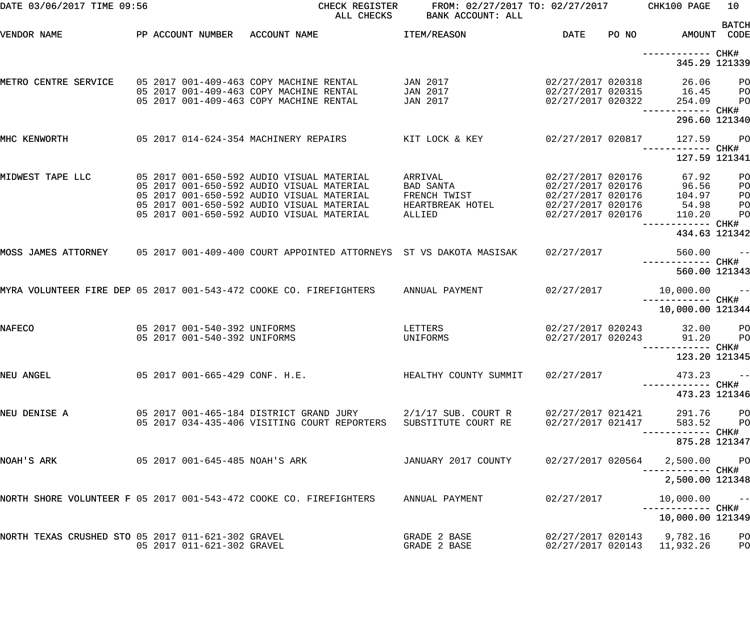DATE 03/06/2017 TIME 09:56 CHECK REGISTER ALL CHECKS FROM: 02/27/2017 TO: 02/27/2017 BANK ACCOUNT: ALL CHK100 PAGE 10

| VENDOR NAME | PP ACCOUNT NUMBER | ACCOUNT NAME | ITEM/REASON | DATE | PO NO | AMOUNT | BATCH CODE |
|---|---|---|---|---|---|---|---|
| | | | | | | ------------ CHK# | |
| | | | | | | 345.29 | 121339 |
| METRO CENTRE SERVICE | 05 2017 001-409-463 | COPY MACHINE RENTAL | JAN 2017 | 02/27/2017 | 020318 | 26.06 | PO |
| | 05 2017 001-409-463 | COPY MACHINE RENTAL | JAN 2017 | 02/27/2017 | 020315 | 16.45 | PO |
| | 05 2017 001-409-463 | COPY MACHINE RENTAL | JAN 2017 | 02/27/2017 | 020322 | 254.09 | PO |
| | | | | | | ------------ CHK# | |
| | | | | | | 296.60 | 121340 |
| MHC KENWORTH | 05 2017 014-624-354 | MACHINERY REPAIRS | KIT LOCK & KEY | 02/27/2017 | 020817 | 127.59 | PO |
| | | | | | | ------------ CHK# | |
| | | | | | | 127.59 | 121341 |
| MIDWEST TAPE LLC | 05 2017 001-650-592 | AUDIO VISUAL MATERIAL | ARRIVAL | 02/27/2017 | 020176 | 67.92 | PO |
| | 05 2017 001-650-592 | AUDIO VISUAL MATERIAL | BAD SANTA | 02/27/2017 | 020176 | 96.56 | PO |
| | 05 2017 001-650-592 | AUDIO VISUAL MATERIAL | FRENCH TWIST | 02/27/2017 | 020176 | 104.97 | PO |
| | 05 2017 001-650-592 | AUDIO VISUAL MATERIAL | HEARTBREAK HOTEL | 02/27/2017 | 020176 | 54.98 | PO |
| | 05 2017 001-650-592 | AUDIO VISUAL MATERIAL | ALLIED | 02/27/2017 | 020176 | 110.20 | PO |
| | | | | | | ------------ CHK# | |
| | | | | | | 434.63 | 121342 |
| MOSS JAMES ATTORNEY | 05 2017 001-409-400 | COURT APPOINTED ATTORNEYS | ST VS DAKOTA MASISAK | 02/27/2017 | | 560.00 | -- |
| | | | | | | ------------ CHK# | |
| | | | | | | 560.00 | 121343 |
| MYRA VOLUNTEER FIRE DEP | 05 2017 001-543-472 | COOKE CO. FIREFIGHTERS | ANNUAL PAYMENT | 02/27/2017 | | 10,000.00 | -- |
| | | | | | | ------------ CHK# | |
| | | | | | | 10,000.00 | 121344 |
| NAFECO | 05 2017 001-540-392 | UNIFORMS | LETTERS | 02/27/2017 | 020243 | 32.00 | PO |
| | 05 2017 001-540-392 | UNIFORMS | UNIFORMS | 02/27/2017 | 020243 | 91.20 | PO |
| | | | | | | ------------ CHK# | |
| | | | | | | 123.20 | 121345 |
| NEU ANGEL | 05 2017 001-665-429 | CONF. H.E. | HEALTHY COUNTY SUMMIT | 02/27/2017 | | 473.23 | -- |
| | | | | | | ------------ CHK# | |
| | | | | | | 473.23 | 121346 |
| NEU DENISE A | 05 2017 001-465-184 | DISTRICT GRAND JURY | 2/1/17 SUB. COURT R | 02/27/2017 | 021421 | 291.76 | PO |
| | 05 2017 034-435-406 | VISITING COURT REPORTERS | SUBSTITUTE COURT RE | 02/27/2017 | 021417 | 583.52 | PO |
| | | | | | | ------------ CHK# | |
| | | | | | | 875.28 | 121347 |
| NOAH'S ARK | 05 2017 001-645-485 | NOAH'S ARK | JANUARY 2017 COUNTY | 02/27/2017 | 020564 | 2,500.00 | PO |
| | | | | | | ------------ CHK# | |
| | | | | | | 2,500.00 | 121348 |
| NORTH SHORE VOLUNTEER F | 05 2017 001-543-472 | COOKE CO. FIREFIGHTERS | ANNUAL PAYMENT | 02/27/2017 | | 10,000.00 | -- |
| | | | | | | ------------ CHK# | |
| | | | | | | 10,000.00 | 121349 |
| NORTH TEXAS CRUSHED STO | 05 2017 011-621-302 | GRAVEL | GRADE 2 BASE | 02/27/2017 | 020143 | 9,782.16 | PO |
| | 05 2017 011-621-302 | GRAVEL | GRADE 2 BASE | 02/27/2017 | 020143 | 11,932.26 | PO |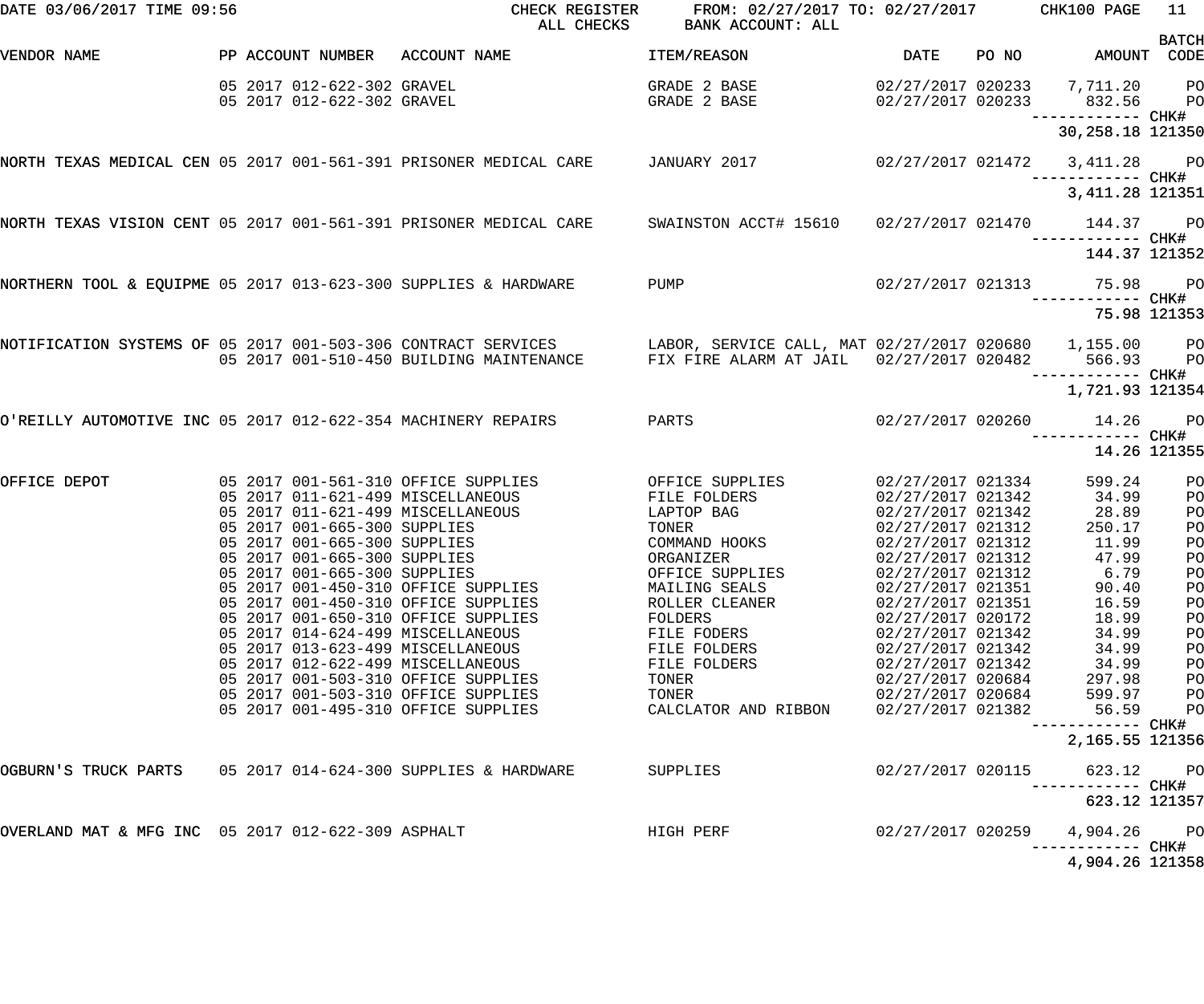DATE 03/06/2017 TIME 09:56 CHECK REGISTER FROM: 02/27/2017 TO: 02/27/2017 CHK100 PAGE 11
ALL CHECKS BANK ACCOUNT: ALL

| VENDOR NAME | PP | ACCOUNT NUMBER | ACCOUNT NAME | ITEM/REASON | DATE | PO NO | AMOUNT | BATCH CODE |
|---|---|---|---|---|---|---|---|---|
| | 05 2017 | 012-622-302 | GRAVEL | GRADE 2 BASE | 02/27/2017 | 020233 | 7,711.20 | PO |
| | 05 2017 | 012-622-302 | GRAVEL | GRADE 2 BASE | 02/27/2017 | 020233 | 832.56 | PO |
| | | | | | | | 30,258.18 | CHK# 121350 |
| NORTH TEXAS MEDICAL CEN | 05 2017 | 001-561-391 | PRISONER MEDICAL CARE | JANUARY 2017 | 02/27/2017 | 021472 | 3,411.28 | PO |
| | | | | | | | 3,411.28 | CHK# 121351 |
| NORTH TEXAS VISION CENT | 05 2017 | 001-561-391 | PRISONER MEDICAL CARE | SWAINSTON ACCT# 15610 | 02/27/2017 | 021470 | 144.37 | PO |
| | | | | | | | 144.37 | CHK# 121352 |
| NORTHERN TOOL & EQUIPME | 05 2017 | 013-623-300 | SUPPLIES & HARDWARE | PUMP | 02/27/2017 | 021313 | 75.98 | PO |
| | | | | | | | 75.98 | CHK# 121353 |
| NOTIFICATION SYSTEMS OF | 05 2017 | 001-503-306 | CONTRACT SERVICES | LABOR, SERVICE CALL, MAT | 02/27/2017 | 020680 | 1,155.00 | PO |
| | 05 2017 | 001-510-450 | BUILDING MAINTENANCE | FIX FIRE ALARM AT JAIL | 02/27/2017 | 020482 | 566.93 | PO |
| | | | | | | | 1,721.93 | CHK# 121354 |
| O'REILLY AUTOMOTIVE INC | 05 2017 | 012-622-354 | MACHINERY REPAIRS | PARTS | 02/27/2017 | 020260 | 14.26 | PO |
| | | | | | | | 14.26 | CHK# 121355 |
| OFFICE DEPOT | 05 2017 | 001-561-310 | OFFICE SUPPLIES | OFFICE SUPPLIES | 02/27/2017 | 021334 | 599.24 | PO |
| | 05 2017 | 011-621-499 | MISCELLANEOUS | FILE FOLDERS | 02/27/2017 | 021342 | 34.99 | PO |
| | 05 2017 | 011-621-499 | MISCELLANEOUS | LAPTOP BAG | 02/27/2017 | 021342 | 28.89 | PO |
| | 05 2017 | 001-665-300 | SUPPLIES | TONER | 02/27/2017 | 021312 | 250.17 | PO |
| | 05 2017 | 001-665-300 | SUPPLIES | COMMAND HOOKS | 02/27/2017 | 021312 | 11.99 | PO |
| | 05 2017 | 001-665-300 | SUPPLIES | ORGANIZER | 02/27/2017 | 021312 | 47.99 | PO |
| | 05 2017 | 001-665-300 | SUPPLIES | OFFICE SUPPLIES | 02/27/2017 | 021312 | 6.79 | PO |
| | 05 2017 | 001-450-310 | OFFICE SUPPLIES | MAILING SEALS | 02/27/2017 | 021351 | 90.40 | PO |
| | 05 2017 | 001-450-310 | OFFICE SUPPLIES | ROLLER CLEANER | 02/27/2017 | 021351 | 16.59 | PO |
| | 05 2017 | 001-650-310 | OFFICE SUPPLIES | FOLDERS | 02/27/2017 | 020172 | 18.99 | PO |
| | 05 2017 | 014-624-499 | MISCELLANEOUS | FILE FODERS | 02/27/2017 | 021342 | 34.99 | PO |
| | 05 2017 | 013-623-499 | MISCELLANEOUS | FILE FOLDERS | 02/27/2017 | 021342 | 34.99 | PO |
| | 05 2017 | 012-622-499 | MISCELLANEOUS | FILE FOLDERS | 02/27/2017 | 021342 | 34.99 | PO |
| | 05 2017 | 001-503-310 | OFFICE SUPPLIES | TONER | 02/27/2017 | 020684 | 297.98 | PO |
| | 05 2017 | 001-503-310 | OFFICE SUPPLIES | TONER | 02/27/2017 | 020684 | 599.97 | PO |
| | 05 2017 | 001-495-310 | OFFICE SUPPLIES | CALCLATOR AND RIBBON | 02/27/2017 | 021382 | 56.59 | PO |
| | | | | | | | 2,165.55 | CHK# 121356 |
| OGBURN'S TRUCK PARTS | 05 2017 | 014-624-300 | SUPPLIES & HARDWARE | SUPPLIES | 02/27/2017 | 020115 | 623.12 | PO |
| | | | | | | | 623.12 | CHK# 121357 |
| OVERLAND MAT & MFG INC | 05 2017 | 012-622-309 | ASPHALT | HIGH PERF | 02/27/2017 | 020259 | 4,904.26 | PO |
| | | | | | | | 4,904.26 | CHK# 121358 |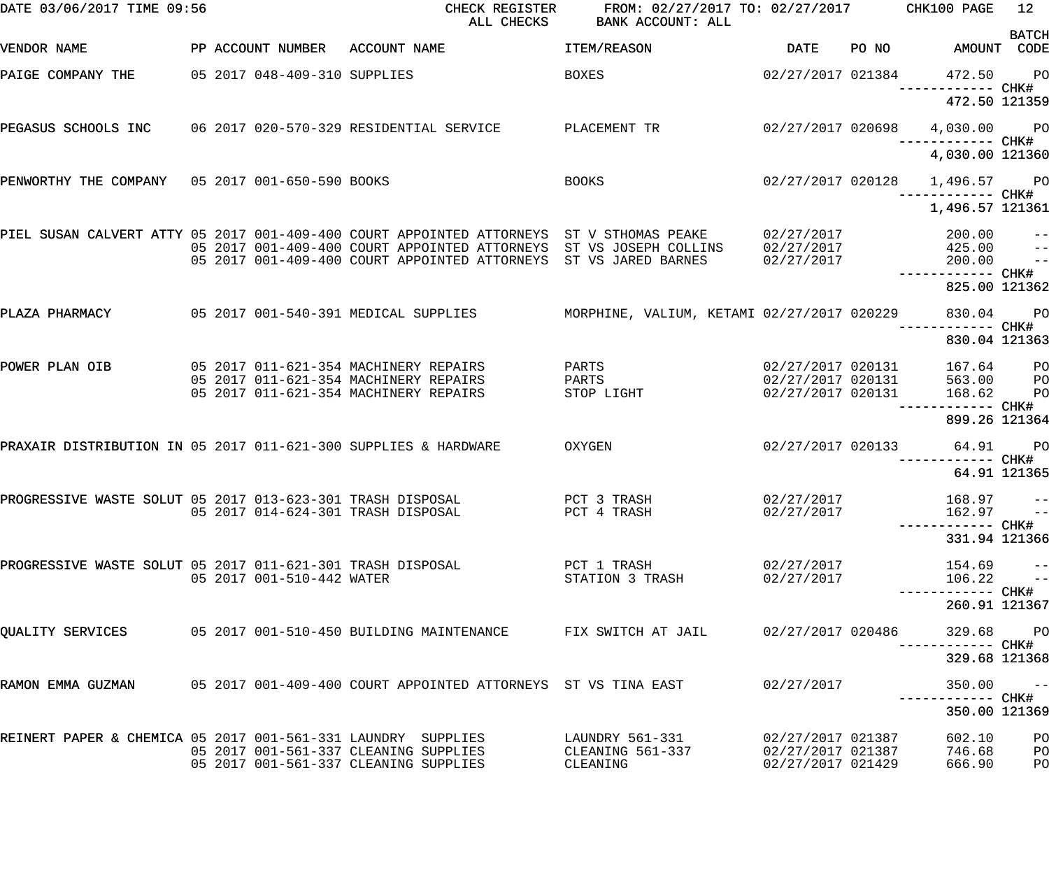DATE 03/06/2017 TIME 09:56 CHECK REGISTER FROM: 02/27/2017 TO: 02/27/2017 CHK100 PAGE 12
ALL CHECKS BANK ACCOUNT: ALL

| VENDOR NAME | PP | ACCOUNT NUMBER | ACCOUNT NAME | ITEM/REASON | DATE | PO NO | AMOUNT | BATCH CODE |
|---|---|---|---|---|---|---|---|---|
| PAIGE COMPANY THE | 05 | 2017 048-409-310 | SUPPLIES | BOXES | 02/27/2017 | 021384 | 472.50 | PO |
| | | | | | | | ------------ | CHK# |
| | | | | | | | 472.50 | 121359 |
| PEGASUS SCHOOLS INC | 06 | 2017 020-570-329 | RESIDENTIAL SERVICE | PLACEMENT TR | 02/27/2017 | 020698 | 4,030.00 | PO |
| | | | | | | | ------------ | CHK# |
| | | | | | | | 4,030.00 | 121360 |
| PENWORTHY THE COMPANY | 05 | 2017 001-650-590 | BOOKS | BOOKS | 02/27/2017 | 020128 | 1,496.57 | PO |
| | | | | | | | ------------ | CHK# |
| | | | | | | | 1,496.57 | 121361 |
| PIEL SUSAN CALVERT ATTY | 05 | 2017 001-409-400 | COURT APPOINTED ATTORNEYS | ST V STHOMAS PEAKE | 02/27/2017 | | 200.00 | -- |
| | 05 | 2017 001-409-400 | COURT APPOINTED ATTORNEYS | ST VS JOSEPH COLLINS | 02/27/2017 | | 425.00 | -- |
| | 05 | 2017 001-409-400 | COURT APPOINTED ATTORNEYS | ST VS JARED BARNES | 02/27/2017 | | 200.00 | -- |
| | | | | | | | ------------ | CHK# |
| | | | | | | | 825.00 | 121362 |
| PLAZA PHARMACY | 05 | 2017 001-540-391 | MEDICAL SUPPLIES | MORPHINE, VALIUM, KETAMI | 02/27/2017 | 020229 | 830.04 | PO |
| | | | | | | | ------------ | CHK# |
| | | | | | | | 830.04 | 121363 |
| POWER PLAN OIB | 05 | 2017 011-621-354 | MACHINERY REPAIRS | PARTS | 02/27/2017 | 020131 | 167.64 | PO |
| | 05 | 2017 011-621-354 | MACHINERY REPAIRS | PARTS | 02/27/2017 | 020131 | 563.00 | PO |
| | 05 | 2017 011-621-354 | MACHINERY REPAIRS | STOP LIGHT | 02/27/2017 | 020131 | 168.62 | PO |
| | | | | | | | ------------ | CHK# |
| | | | | | | | 899.26 | 121364 |
| PRAXAIR DISTRIBUTION IN | 05 | 2017 011-621-300 | SUPPLIES & HARDWARE | OXYGEN | 02/27/2017 | 020133 | 64.91 | PO |
| | | | | | | | ------------ | CHK# |
| | | | | | | | 64.91 | 121365 |
| PROGRESSIVE WASTE SOLUT | 05 | 2017 013-623-301 | TRASH DISPOSAL | PCT 3 TRASH | 02/27/2017 | | 168.97 | -- |
| | 05 | 2017 014-624-301 | TRASH DISPOSAL | PCT 4 TRASH | 02/27/2017 | | 162.97 | -- |
| | | | | | | | ------------ | CHK# |
| | | | | | | | 331.94 | 121366 |
| PROGRESSIVE WASTE SOLUT | 05 | 2017 011-621-301 | TRASH DISPOSAL | PCT 1 TRASH | 02/27/2017 | | 154.69 | -- |
| | 05 | 2017 001-510-442 | WATER | STATION 3 TRASH | 02/27/2017 | | 106.22 | -- |
| | | | | | | | ------------ | CHK# |
| | | | | | | | 260.91 | 121367 |
| QUALITY SERVICES | 05 | 2017 001-510-450 | BUILDING MAINTENANCE | FIX SWITCH AT JAIL | 02/27/2017 | 020486 | 329.68 | PO |
| | | | | | | | ------------ | CHK# |
| | | | | | | | 329.68 | 121368 |
| RAMON EMMA GUZMAN | 05 | 2017 001-409-400 | COURT APPOINTED ATTORNEYS | ST VS TINA EAST | 02/27/2017 | | 350.00 | -- |
| | | | | | | | ------------ | CHK# |
| | | | | | | | 350.00 | 121369 |
| REINERT PAPER & CHEMICA | 05 | 2017 001-561-331 | LAUNDRY SUPPLIES | LAUNDRY 561-331 | 02/27/2017 | 021387 | 602.10 | PO |
| | 05 | 2017 001-561-337 | CLEANING SUPPLIES | CLEANING 561-337 | 02/27/2017 | 021387 | 746.68 | PO |
| | 05 | 2017 001-561-337 | CLEANING SUPPLIES | CLEANING | 02/27/2017 | 021429 | 666.90 | PO |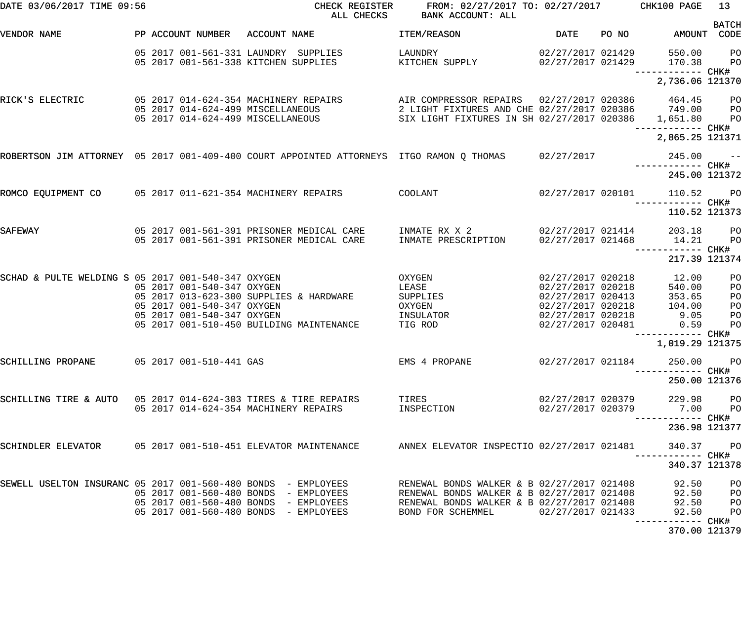DATE 03/06/2017 TIME 09:56 CHECK REGISTER ALL CHECKS FROM: 02/27/2017 TO: 02/27/2017 BANK ACCOUNT: ALL CHK100 PAGE 13

| VENDOR NAME | PP | ACCOUNT NUMBER | ACCOUNT NAME | ITEM/REASON | DATE | PO NO | AMOUNT | BATCH CODE |
|---|---|---|---|---|---|---|---|---|
| | 05 2017 | 001-561-331 | LAUNDRY SUPPLIES | LAUNDRY | 02/27/2017 | 021429 | 550.00 | PO |
| | 05 2017 | 001-561-338 | KITCHEN SUPPLIES | KITCHEN SUPPLY | 02/27/2017 | 021429 | 170.38 | PO |
| | | | | | | | 2,736.06 | CHK# 121370 |
| RICK'S ELECTRIC | 05 2017 | 014-624-354 | MACHINERY REPAIRS | AIR COMPRESSOR REPAIRS | 02/27/2017 | 020386 | 464.45 | PO |
| | 05 2017 | 014-624-499 | MISCELLANEOUS | 2 LIGHT FIXTURES AND CHE | 02/27/2017 | 020386 | 749.00 | PO |
| | 05 2017 | 014-624-499 | MISCELLANEOUS | SIX LIGHT FIXTURES IN SH | 02/27/2017 | 020386 | 1,651.80 | PO |
| | | | | | | | 2,865.25 | CHK# 121371 |
| ROBERTSON JIM ATTORNEY | 05 2017 | 001-409-400 | COURT APPOINTED ATTORNEYS | ITGO RAMON Q THOMAS | 02/27/2017 | | 245.00 | -- |
| | | | | | | | 245.00 | CHK# 121372 |
| ROMCO EQUIPMENT CO | 05 2017 | 011-621-354 | MACHINERY REPAIRS | COOLANT | 02/27/2017 | 020101 | 110.52 | PO |
| | | | | | | | 110.52 | CHK# 121373 |
| SAFEWAY | 05 2017 | 001-561-391 | PRISONER MEDICAL CARE | INMATE RX X 2 | 02/27/2017 | 021414 | 203.18 | PO |
| | 05 2017 | 001-561-391 | PRISONER MEDICAL CARE | INMATE PRESCRIPTION | 02/27/2017 | 021468 | 14.21 | PO |
| | | | | | | | 217.39 | CHK# 121374 |
| SCHAD & PULTE WELDING S | 05 2017 | 001-540-347 | OXYGEN | OXYGEN | 02/27/2017 | 020218 | 12.00 | PO |
| | 05 2017 | 001-540-347 | OXYGEN | LEASE | 02/27/2017 | 020218 | 540.00 | PO |
| | 05 2017 | 013-623-300 | SUPPLIES & HARDWARE | SUPPLIES | 02/27/2017 | 020413 | 353.65 | PO |
| | 05 2017 | 001-540-347 | OXYGEN | OXYGEN | 02/27/2017 | 020218 | 104.00 | PO |
| | 05 2017 | 001-540-347 | OXYGEN | INSULATOR | 02/27/2017 | 020218 | 9.05 | PO |
| | 05 2017 | 001-510-450 | BUILDING MAINTENANCE | TIG ROD | 02/27/2017 | 020481 | 0.59 | PO |
| | | | | | | | 1,019.29 | CHK# 121375 |
| SCHILLING PROPANE | 05 2017 | 001-510-441 | GAS | EMS 4 PROPANE | 02/27/2017 | 021184 | 250.00 | PO |
| | | | | | | | 250.00 | CHK# 121376 |
| SCHILLING TIRE & AUTO | 05 2017 | 014-624-303 | TIRES & TIRE REPAIRS | TIRES | 02/27/2017 | 020379 | 229.98 | PO |
| | 05 2017 | 014-624-354 | MACHINERY REPAIRS | INSPECTION | 02/27/2017 | 020379 | 7.00 | PO |
| | | | | | | | 236.98 | CHK# 121377 |
| SCHINDLER ELEVATOR | 05 2017 | 001-510-451 | ELEVATOR MAINTENANCE | ANNEX ELEVATOR INSPECTIO | 02/27/2017 | 021481 | 340.37 | PO |
| | | | | | | | 340.37 | CHK# 121378 |
| SEWELL USELTON INSURANC | 05 2017 | 001-560-480 | BONDS - EMPLOYEES | RENEWAL BONDS WALKER & B | 02/27/2017 | 021408 | 92.50 | PO |
| | 05 2017 | 001-560-480 | BONDS - EMPLOYEES | RENEWAL BONDS WALKER & B | 02/27/2017 | 021408 | 92.50 | PO |
| | 05 2017 | 001-560-480 | BONDS - EMPLOYEES | RENEWAL BONDS WALKER & B | 02/27/2017 | 021408 | 92.50 | PO |
| | 05 2017 | 001-560-480 | BONDS - EMPLOYEES | BOND FOR SCHEMMEL | 02/27/2017 | 021433 | 92.50 | PO |
| | | | | | | | 370.00 | CHK# 121379 |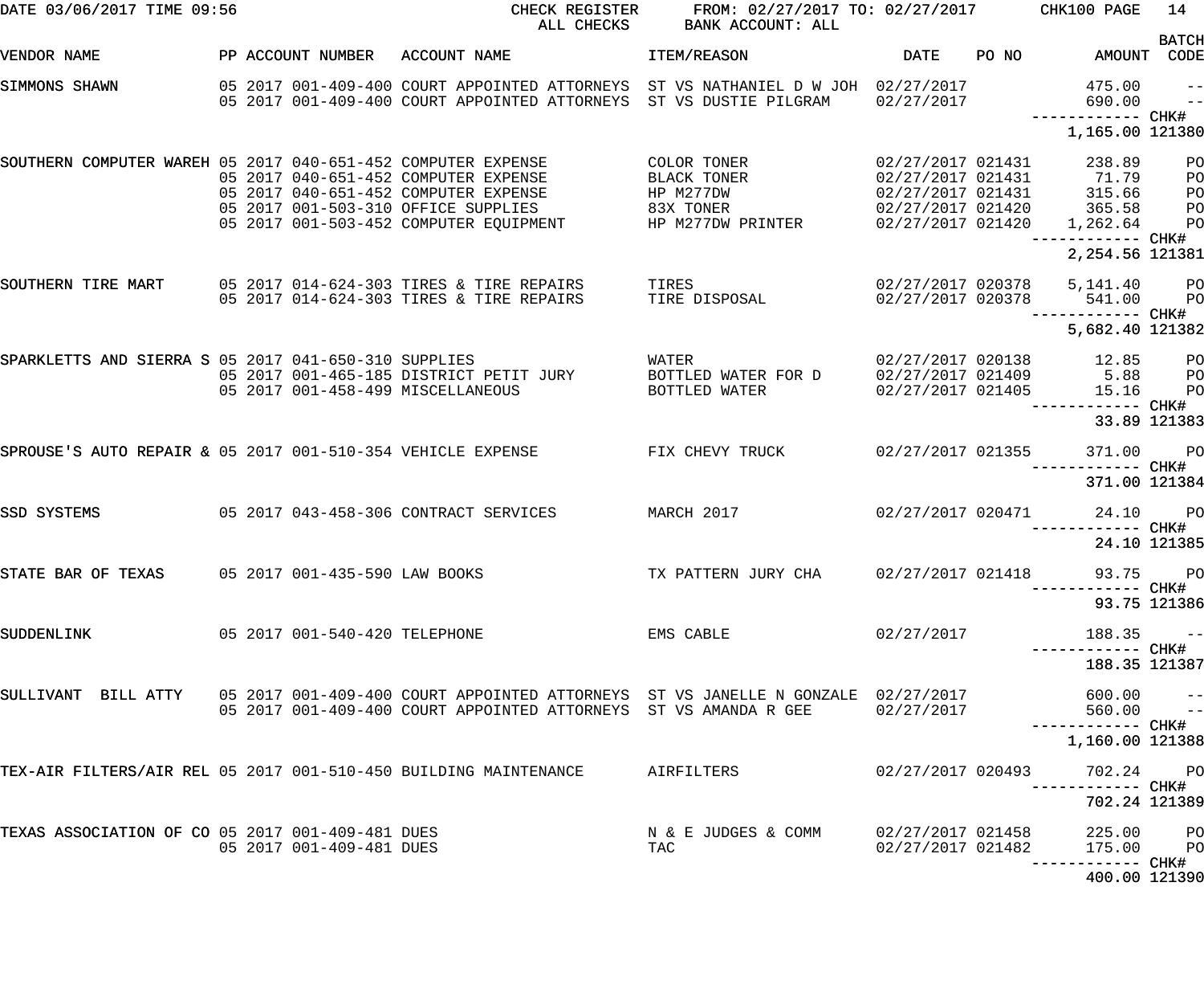DATE 03/06/2017 TIME 09:56 CHECK REGISTER ALL CHECKS FROM: 02/27/2017 TO: 02/27/2017 BANK ACCOUNT: ALL CHK100 PAGE 14

| VENDOR NAME | PP | ACCOUNT NUMBER | ACCOUNT NAME | ITEM/REASON | DATE | PO NO | AMOUNT | BATCH CODE |
|---|---|---|---|---|---|---|---|---|
| SIMMONS SHAWN | 05 2017 | 001-409-400 | COURT APPOINTED ATTORNEYS | ST VS NATHANIEL D W JOH | 02/27/2017 | | 475.00 | -- |
| | 05 2017 | 001-409-400 | COURT APPOINTED ATTORNEYS | ST VS DUSTIE PILGRAM | 02/27/2017 | | 690.00 | -- |
| | | | | | | | 1,165.00 | CHK# 121380 |
| SOUTHERN COMPUTER WAREH | 05 2017 | 040-651-452 | COMPUTER EXPENSE | COLOR TONER | 02/27/2017 | 021431 | 238.89 | PO |
| | 05 2017 | 040-651-452 | COMPUTER EXPENSE | BLACK TONER | 02/27/2017 | 021431 | 71.79 | PO |
| | 05 2017 | 040-651-452 | COMPUTER EXPENSE | HP M277DW | 02/27/2017 | 021431 | 315.66 | PO |
| | 05 2017 | 001-503-310 | OFFICE SUPPLIES | 83X TONER | 02/27/2017 | 021420 | 365.58 | PO |
| | 05 2017 | 001-503-452 | COMPUTER EQUIPMENT | HP M277DW PRINTER | 02/27/2017 | 021420 | 1,262.64 | PO |
| | | | | | | | 2,254.56 | CHK# 121381 |
| SOUTHERN TIRE MART | 05 2017 | 014-624-303 | TIRES & TIRE REPAIRS | TIRES | 02/27/2017 | 020378 | 5,141.40 | PO |
| | 05 2017 | 014-624-303 | TIRES & TIRE REPAIRS | TIRE DISPOSAL | 02/27/2017 | 020378 | 541.00 | PO |
| | | | | | | | 5,682.40 | CHK# 121382 |
| SPARKLETTS AND SIERRA S | 05 2017 | 041-650-310 | SUPPLIES | WATER | 02/27/2017 | 020138 | 12.85 | PO |
| | 05 2017 | 001-465-185 | DISTRICT PETIT JURY | BOTTLED WATER FOR D | 02/27/2017 | 021409 | 5.88 | PO |
| | 05 2017 | 001-458-499 | MISCELLANEOUS | BOTTLED WATER | 02/27/2017 | 021405 | 15.16 | PO |
| | | | | | | | 33.89 | CHK# 121383 |
| SPROUSE'S AUTO REPAIR & | 05 2017 | 001-510-354 | VEHICLE EXPENSE | FIX CHEVY TRUCK | 02/27/2017 | 021355 | 371.00 | PO |
| | | | | | | | 371.00 | CHK# 121384 |
| SSD SYSTEMS | 05 2017 | 043-458-306 | CONTRACT SERVICES | MARCH 2017 | 02/27/2017 | 020471 | 24.10 | PO |
| | | | | | | | 24.10 | CHK# 121385 |
| STATE BAR OF TEXAS | 05 2017 | 001-435-590 | LAW BOOKS | TX PATTERN JURY CHA | 02/27/2017 | 021418 | 93.75 | PO |
| | | | | | | | 93.75 | CHK# 121386 |
| SUDDENLINK | 05 2017 | 001-540-420 | TELEPHONE | EMS CABLE | 02/27/2017 | | 188.35 | -- |
| | | | | | | | 188.35 | CHK# 121387 |
| SULLIVANT BILL ATTY | 05 2017 | 001-409-400 | COURT APPOINTED ATTORNEYS | ST VS JANELLE N GONZALE | 02/27/2017 | | 600.00 | -- |
| | 05 2017 | 001-409-400 | COURT APPOINTED ATTORNEYS | ST VS AMANDA R GEE | 02/27/2017 | | 560.00 | -- |
| | | | | | | | 1,160.00 | CHK# 121388 |
| TEX-AIR FILTERS/AIR REL | 05 2017 | 001-510-450 | BUILDING MAINTENANCE | AIRFILTERS | 02/27/2017 | 020493 | 702.24 | PO |
| | | | | | | | 702.24 | CHK# 121389 |
| TEXAS ASSOCIATION OF CO | 05 2017 | 001-409-481 | DUES | N & E JUDGES & COMM | 02/27/2017 | 021458 | 225.00 | PO |
| | 05 2017 | 001-409-481 | DUES | TAC | 02/27/2017 | 021482 | 175.00 | PO |
| | | | | | | | 400.00 | CHK# 121390 |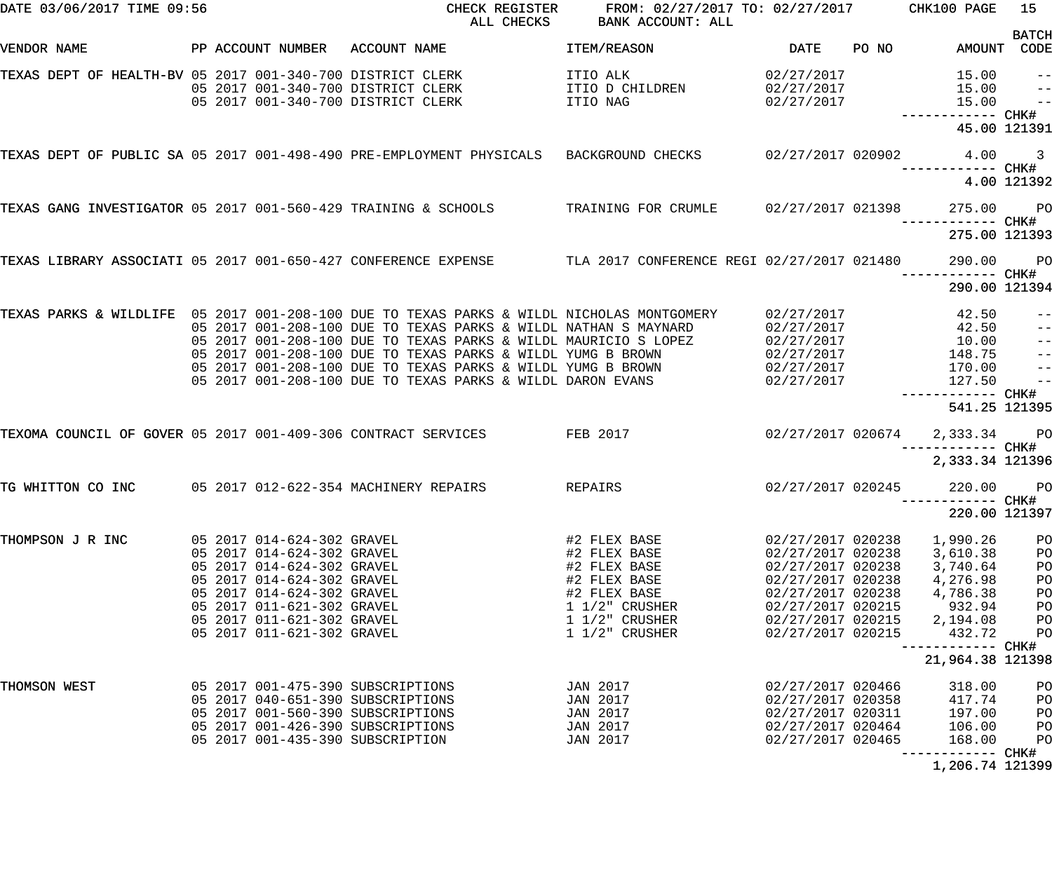DATE 03/06/2017 TIME 09:56 — CHECK REGISTER — ALL CHECKS — FROM: 02/27/2017 TO: 02/27/2017 — BANK ACCOUNT: ALL — CHK100 PAGE 15

| VENDOR NAME | PP ACCOUNT NUMBER | ACCOUNT NAME | ITEM/REASON | DATE | PO NO | AMOUNT | BATCH CODE |
|---|---|---|---|---|---|---|---|
| TEXAS DEPT OF HEALTH-BV | 05 2017 001-340-700 | DISTRICT CLERK | ITIO ALK | 02/27/2017 | | 15.00 | -- |
| | 05 2017 001-340-700 | DISTRICT CLERK | ITIO D CHILDREN | 02/27/2017 | | 15.00 | -- |
| | 05 2017 001-340-700 | DISTRICT CLERK | ITIO NAG | 02/27/2017 | | 15.00 | -- |
| | | | | | | 45.00 | CHK# 121391 |
| TEXAS DEPT OF PUBLIC SA | 05 2017 001-498-490 | PRE-EMPLOYMENT PHYSICALS | BACKGROUND CHECKS | 02/27/2017 | 020902 | 4.00 | 3 |
| | | | | | | 4.00 | CHK# 121392 |
| TEXAS GANG INVESTIGATOR | 05 2017 001-560-429 | TRAINING & SCHOOLS | TRAINING FOR CRUMLE | 02/27/2017 | 021398 | 275.00 | PO |
| | | | | | | 275.00 | CHK# 121393 |
| TEXAS LIBRARY ASSOCIATI | 05 2017 001-650-427 | CONFERENCE EXPENSE | TLA 2017 CONFERENCE REGI | 02/27/2017 | 021480 | 290.00 | PO |
| | | | | | | 290.00 | CHK# 121394 |
| TEXAS PARKS & WILDLIFE | 05 2017 001-208-100 | DUE TO TEXAS PARKS & WILDL | NICHOLAS MONTGOMERY | 02/27/2017 | | 42.50 | -- |
| | 05 2017 001-208-100 | DUE TO TEXAS PARKS & WILDL | NATHAN S MAYNARD | 02/27/2017 | | 42.50 | -- |
| | 05 2017 001-208-100 | DUE TO TEXAS PARKS & WILDL | MAURICIO S LOPEZ | 02/27/2017 | | 10.00 | -- |
| | 05 2017 001-208-100 | DUE TO TEXAS PARKS & WILDL | YUMG B BROWN | 02/27/2017 | | 148.75 | -- |
| | 05 2017 001-208-100 | DUE TO TEXAS PARKS & WILDL | YUMG B BROWN | 02/27/2017 | | 170.00 | -- |
| | 05 2017 001-208-100 | DUE TO TEXAS PARKS & WILDL | DARON EVANS | 02/27/2017 | | 127.50 | -- |
| | | | | | | 541.25 | CHK# 121395 |
| TEXOMA COUNCIL OF GOVER | 05 2017 001-409-306 | CONTRACT SERVICES | FEB 2017 | 02/27/2017 | 020674 | 2,333.34 | PO |
| | | | | | | 2,333.34 | CHK# 121396 |
| TG WHITTON CO INC | 05 2017 012-622-354 | MACHINERY REPAIRS | REPAIRS | 02/27/2017 | 020245 | 220.00 | PO |
| | | | | | | 220.00 | CHK# 121397 |
| THOMPSON J R INC | 05 2017 014-624-302 | GRAVEL | #2 FLEX BASE | 02/27/2017 | 020238 | 1,990.26 | PO |
| | 05 2017 014-624-302 | GRAVEL | #2 FLEX BASE | 02/27/2017 | 020238 | 3,610.38 | PO |
| | 05 2017 014-624-302 | GRAVEL | #2 FLEX BASE | 02/27/2017 | 020238 | 3,740.64 | PO |
| | 05 2017 014-624-302 | GRAVEL | #2 FLEX BASE | 02/27/2017 | 020238 | 4,276.98 | PO |
| | 05 2017 014-624-302 | GRAVEL | #2 FLEX BASE | 02/27/2017 | 020238 | 4,786.38 | PO |
| | 05 2017 011-621-302 | GRAVEL | 1 1/2" CRUSHER | 02/27/2017 | 020215 | 932.94 | PO |
| | 05 2017 011-621-302 | GRAVEL | 1 1/2" CRUSHER | 02/27/2017 | 020215 | 2,194.08 | PO |
| | 05 2017 011-621-302 | GRAVEL | 1 1/2" CRUSHER | 02/27/2017 | 020215 | 432.72 | PO |
| | | | | | | 21,964.38 | CHK# 121398 |
| THOMSON WEST | 05 2017 001-475-390 | SUBSCRIPTIONS | JAN 2017 | 02/27/2017 | 020466 | 318.00 | PO |
| | 05 2017 040-651-390 | SUBSCRIPTIONS | JAN 2017 | 02/27/2017 | 020358 | 417.74 | PO |
| | 05 2017 001-560-390 | SUBSCRIPTIONS | JAN 2017 | 02/27/2017 | 020311 | 197.00 | PO |
| | 05 2017 001-426-390 | SUBSCRIPTIONS | JAN 2017 | 02/27/2017 | 020464 | 106.00 | PO |
| | 05 2017 001-435-390 | SUBSCRIPTION | JAN 2017 | 02/27/2017 | 020465 | 168.00 | PO |
| | | | | | | 1,206.74 | CHK# 121399 |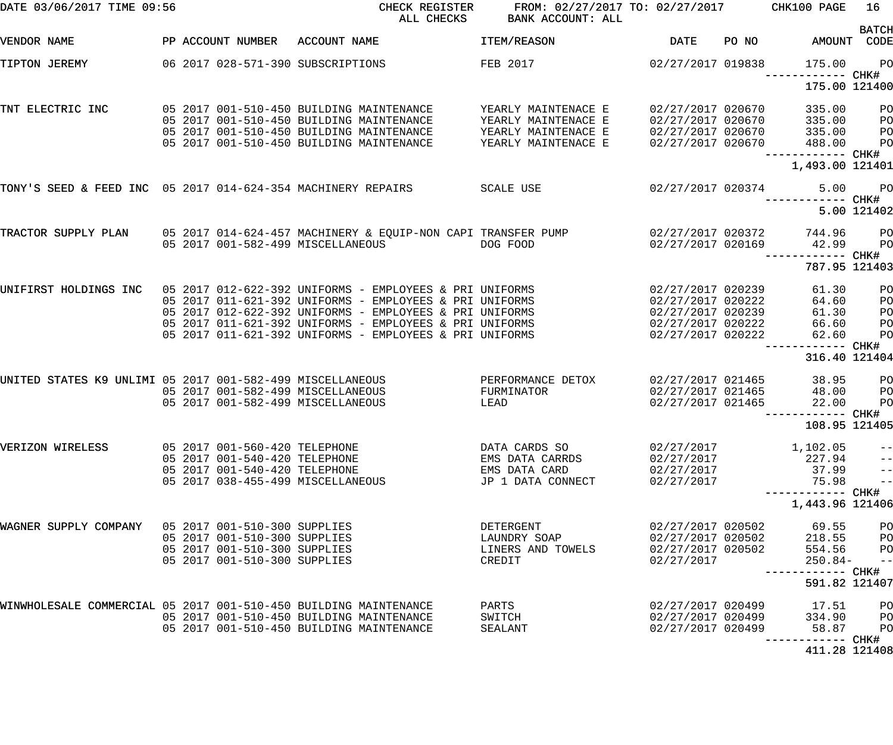DATE 03/06/2017 TIME 09:56 — CHECK REGISTER — ALL CHECKS — FROM: 02/27/2017 TO: 02/27/2017 — BANK ACCOUNT: ALL — CHK100 PAGE 16

| VENDOR NAME | PP | ACCOUNT NUMBER | ACCOUNT NAME | ITEM/REASON | DATE | PO NO | AMOUNT | BATCH CODE |
|---|---|---|---|---|---|---|---|---|
| TIPTON JEREMY | 06 | 2017 028-571-390 | SUBSCRIPTIONS | FEB 2017 | 02/27/2017 | 019838 | 175.00 | PO |
| | | | | | | | ------------ | CHK# |
| | | | | | | | 175.00 | 121400 |
| TNT ELECTRIC INC | 05 | 2017 001-510-450 | BUILDING MAINTENANCE | YEARLY MAINTENACE E | 02/27/2017 | 020670 | 335.00 | PO |
| | 05 | 2017 001-510-450 | BUILDING MAINTENANCE | YEARLY MAINTENACE E | 02/27/2017 | 020670 | 335.00 | PO |
| | 05 | 2017 001-510-450 | BUILDING MAINTENANCE | YEARLY MAINTENACE E | 02/27/2017 | 020670 | 335.00 | PO |
| | 05 | 2017 001-510-450 | BUILDING MAINTENANCE | YEARLY MAINTENACE E | 02/27/2017 | 020670 | 488.00 | PO |
| | | | | | | | ------------ | CHK# |
| | | | | | | | 1,493.00 | 121401 |
| TONY'S SEED & FEED INC | 05 | 2017 014-624-354 | MACHINERY REPAIRS | SCALE USE | 02/27/2017 | 020374 | 5.00 | PO |
| | | | | | | | ------------ | CHK# |
| | | | | | | | 5.00 | 121402 |
| TRACTOR SUPPLY PLAN | 05 | 2017 014-624-457 | MACHINERY & EQUIP-NON CAPI | TRANSFER PUMP | 02/27/2017 | 020372 | 744.96 | PO |
| | 05 | 2017 001-582-499 | MISCELLANEOUS | DOG FOOD | 02/27/2017 | 020169 | 42.99 | PO |
| | | | | | | | ------------ | CHK# |
| | | | | | | | 787.95 | 121403 |
| UNIFIRST HOLDINGS INC | 05 | 2017 012-622-392 | UNIFORMS - EMPLOYEES & PRI | UNIFORMS | 02/27/2017 | 020239 | 61.30 | PO |
| | 05 | 2017 011-621-392 | UNIFORMS - EMPLOYEES & PRI | UNIFORMS | 02/27/2017 | 020222 | 64.60 | PO |
| | 05 | 2017 012-622-392 | UNIFORMS - EMPLOYEES & PRI | UNIFORMS | 02/27/2017 | 020239 | 61.30 | PO |
| | 05 | 2017 011-621-392 | UNIFORMS - EMPLOYEES & PRI | UNIFORMS | 02/27/2017 | 020222 | 66.60 | PO |
| | 05 | 2017 011-621-392 | UNIFORMS - EMPLOYEES & PRI | UNIFORMS | 02/27/2017 | 020222 | 62.60 | PO |
| | | | | | | | ------------ | CHK# |
| | | | | | | | 316.40 | 121404 |
| UNITED STATES K9 UNLIMI | 05 | 2017 001-582-499 | MISCELLANEOUS | PERFORMANCE DETOX | 02/27/2017 | 021465 | 38.95 | PO |
| | 05 | 2017 001-582-499 | MISCELLANEOUS | FURMINATOR | 02/27/2017 | 021465 | 48.00 | PO |
| | 05 | 2017 001-582-499 | MISCELLANEOUS | LEAD | 02/27/2017 | 021465 | 22.00 | PO |
| | | | | | | | ------------ | CHK# |
| | | | | | | | 108.95 | 121405 |
| VERIZON WIRELESS | 05 | 2017 001-560-420 | TELEPHONE | DATA CARDS SO | 02/27/2017 | | 1,102.05 | -- |
| | 05 | 2017 001-540-420 | TELEPHONE | EMS DATA CARRDS | 02/27/2017 | | 227.94 | -- |
| | 05 | 2017 001-540-420 | TELEPHONE | EMS DATA CARD | 02/27/2017 | | 37.99 | -- |
| | 05 | 2017 038-455-499 | MISCELLANEOUS | JP 1 DATA CONNECT | 02/27/2017 | | 75.98 | -- |
| | | | | | | | ------------ | CHK# |
| | | | | | | | 1,443.96 | 121406 |
| WAGNER SUPPLY COMPANY | 05 | 2017 001-510-300 | SUPPLIES | DETERGENT | 02/27/2017 | 020502 | 69.55 | PO |
| | 05 | 2017 001-510-300 | SUPPLIES | LAUNDRY SOAP | 02/27/2017 | 020502 | 218.55 | PO |
| | 05 | 2017 001-510-300 | SUPPLIES | LINERS AND TOWELS | 02/27/2017 | 020502 | 554.56 | PO |
| | 05 | 2017 001-510-300 | SUPPLIES | CREDIT | 02/27/2017 | | 250.84- | -- |
| | | | | | | | ------------ | CHK# |
| | | | | | | | 591.82 | 121407 |
| WINWHOLESALE COMMERCIAL | 05 | 2017 001-510-450 | BUILDING MAINTENANCE | PARTS | 02/27/2017 | 020499 | 17.51 | PO |
| | 05 | 2017 001-510-450 | BUILDING MAINTENANCE | SWITCH | 02/27/2017 | 020499 | 334.90 | PO |
| | 05 | 2017 001-510-450 | BUILDING MAINTENANCE | SEALANT | 02/27/2017 | 020499 | 58.87 | PO |
| | | | | | | | ------------ | CHK# |
| | | | | | | | 411.28 | 121408 |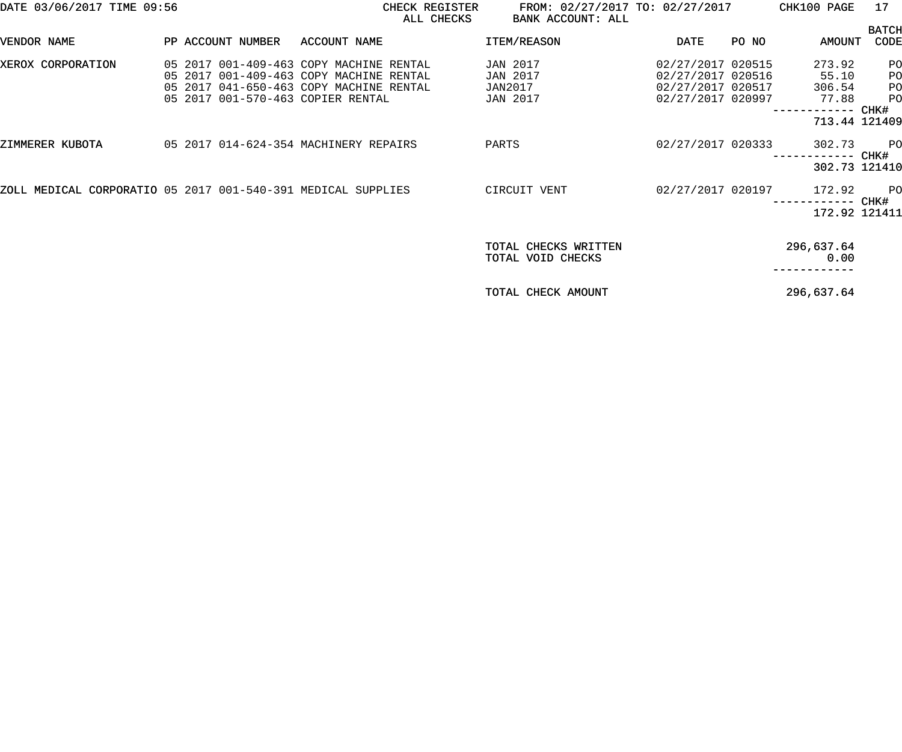CHECK REGISTER — ALL CHECKS — FROM: 02/27/2017 TO: 02/27/2017 — BANK ACCOUNT: ALL

DATE 03/06/2017 TIME 09:56 — CHK100

| VENDOR NAME | PP | ACCOUNT NUMBER | ACCOUNT NAME | ITEM/REASON | DATE | PO NO | AMOUNT | BATCH CODE |
|---|---|---|---|---|---|---|---|---|
| XEROX CORPORATION | 05 | 2017 001-409-463 | COPY MACHINE RENTAL | JAN 2017 | 02/27/2017 | 020515 | 273.92 | PO |
| | 05 | 2017 001-409-463 | COPY MACHINE RENTAL | JAN 2017 | 02/27/2017 | 020516 | 55.10 | PO |
| | 05 | 2017 041-650-463 | COPY MACHINE RENTAL | JAN2017 | 02/27/2017 | 020517 | 306.54 | PO |
| | 05 | 2017 001-570-463 | COPIER RENTAL | JAN 2017 | 02/27/2017 | 020997 | 77.88 | PO |
| | | | | | | | 713.44 | CHK# 121409 |
| ZIMMERER KUBOTA | 05 | 2017 014-624-354 | MACHINERY REPAIRS | PARTS | 02/27/2017 | 020333 | 302.73 | PO |
| | | | | | | | 302.73 | CHK# 121410 |
| ZOLL MEDICAL CORPORATIO | 05 | 2017 001-540-391 | MEDICAL SUPPLIES | CIRCUIT VENT | 02/27/2017 | 020197 | 172.92 | PO |
| | | | | | | | 172.92 | CHK# 121411 |

| | |
|---|---|
| TOTAL CHECKS WRITTEN | 296,637.64 |
| TOTAL VOID CHECKS | 0.00 |
| TOTAL CHECK AMOUNT | 296,637.64 |